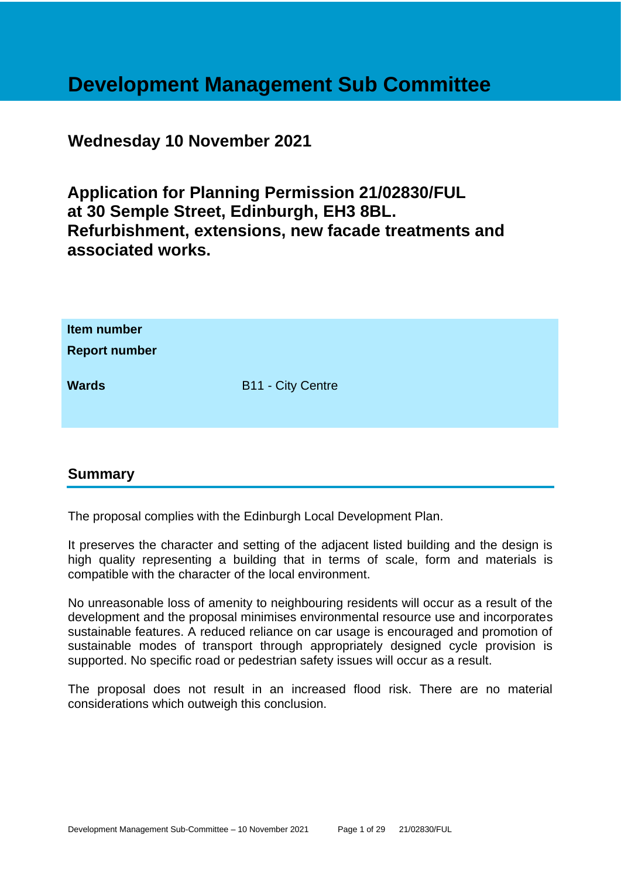# Development Management Sub Committee

## Wednesday 10 November 2021

## Application for Planning Permission 21/02830/FUL at 30 Semple Street, Edinburgh, EH3 8BL. Refurbishment, extensions, new facade treatments and associated works.

| | |
|---|---|
| **Item number** | |
| **Report number** | |
| **Wards** | B11 - City Centre |

## Summary

The proposal complies with the Edinburgh Local Development Plan.

It preserves the character and setting of the adjacent listed building and the design is high quality representing a building that in terms of scale, form and materials is compatible with the character of the local environment.

No unreasonable loss of amenity to neighbouring residents will occur as a result of the development and the proposal minimises environmental resource use and incorporates sustainable features. A reduced reliance on car usage is encouraged and promotion of sustainable modes of transport through appropriately designed cycle provision is supported. No specific road or pedestrian safety issues will occur as a result.

The proposal does not result in an increased flood risk. There are no material considerations which outweigh this conclusion.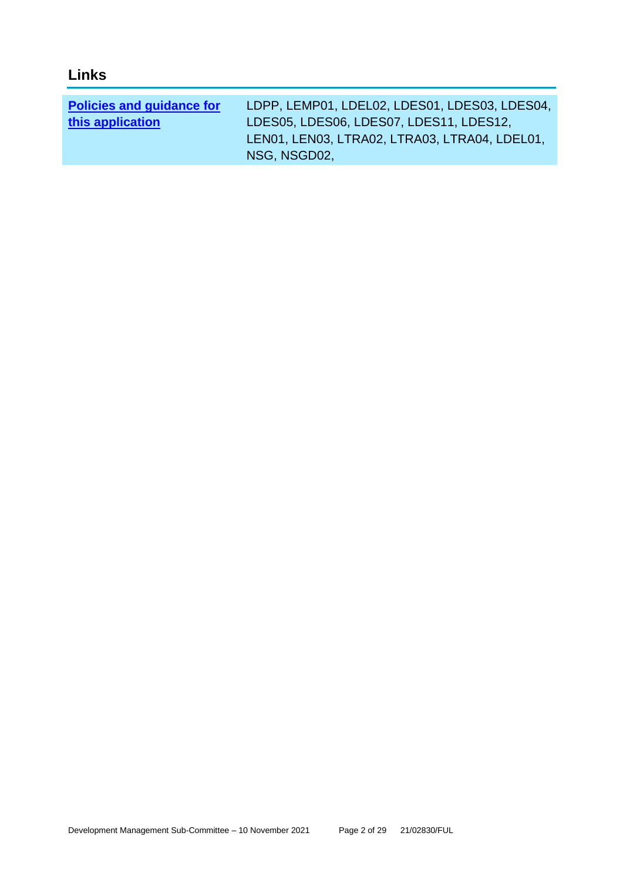## Links

| Policies and guidance for this application | LDPP, LEMP01, LDEL02, LDES01, LDES03, LDES04, LDES05, LDES06, LDES07, LDES11, LDES12, LEN01, LEN03, LTRA02, LTRA03, LTRA04, LDEL01, NSG, NSGD02, |
|---|---|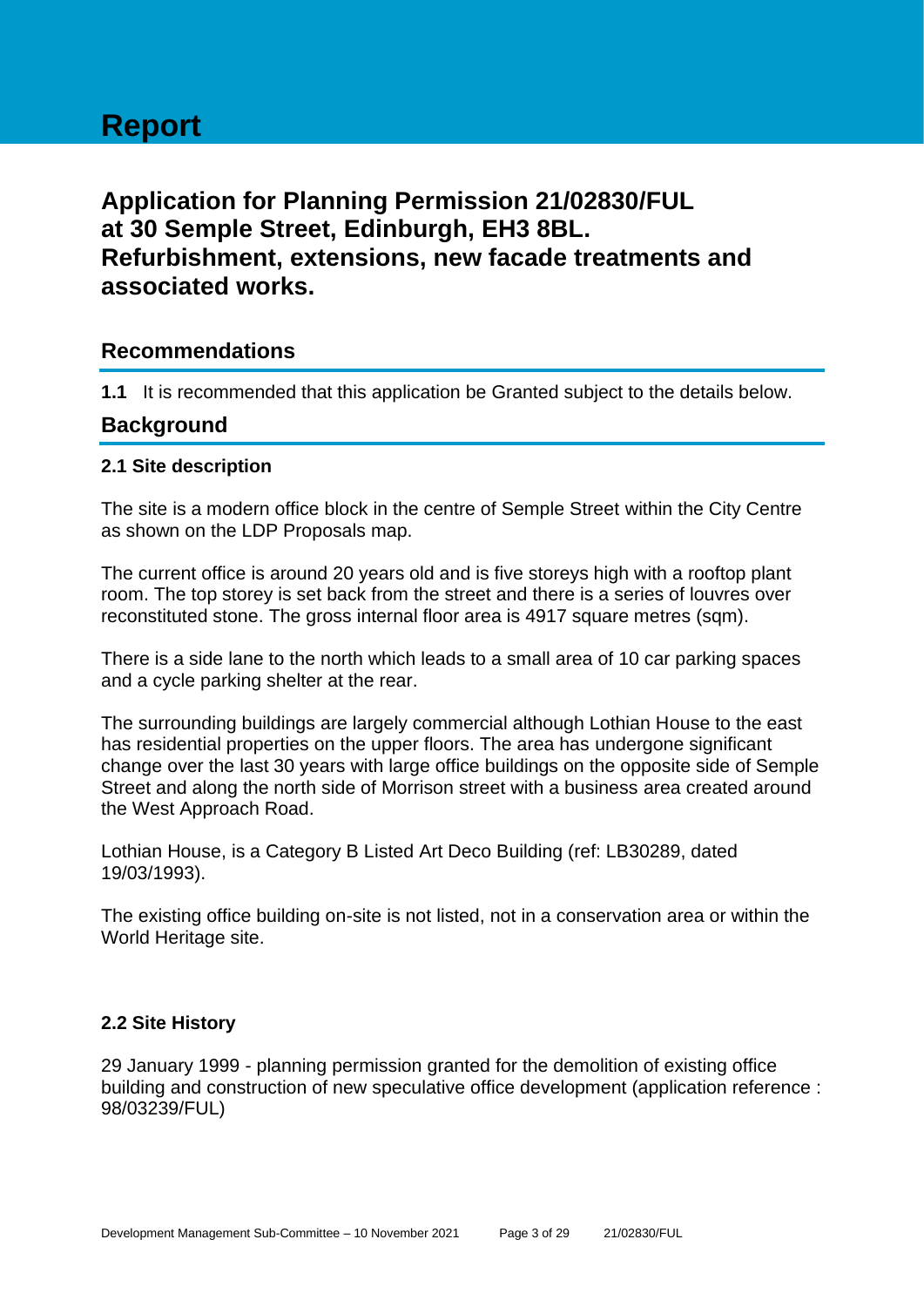# Report

## Application for Planning Permission 21/02830/FUL at 30 Semple Street, Edinburgh, EH3 8BL. Refurbishment, extensions, new facade treatments and associated works.

## Recommendations

**1.1** It is recommended that this application be Granted subject to the details below.

## Background

### 2.1 Site description

The site is a modern office block in the centre of Semple Street within the City Centre as shown on the LDP Proposals map.

The current office is around 20 years old and is five storeys high with a rooftop plant room. The top storey is set back from the street and there is a series of louvres over reconstituted stone. The gross internal floor area is 4917 square metres (sqm).

There is a side lane to the north which leads to a small area of 10 car parking spaces and a cycle parking shelter at the rear.

The surrounding buildings are largely commercial although Lothian House to the east has residential properties on the upper floors. The area has undergone significant change over the last 30 years with large office buildings on the opposite side of Semple Street and along the north side of Morrison street with a business area created around the West Approach Road.

Lothian House, is a Category B Listed Art Deco Building (ref: LB30289, dated 19/03/1993).

The existing office building on-site is not listed, not in a conservation area or within the World Heritage site.

### 2.2 Site History

29 January 1999 - planning permission granted for the demolition of existing office building and construction of new speculative office development (application reference : 98/03239/FUL)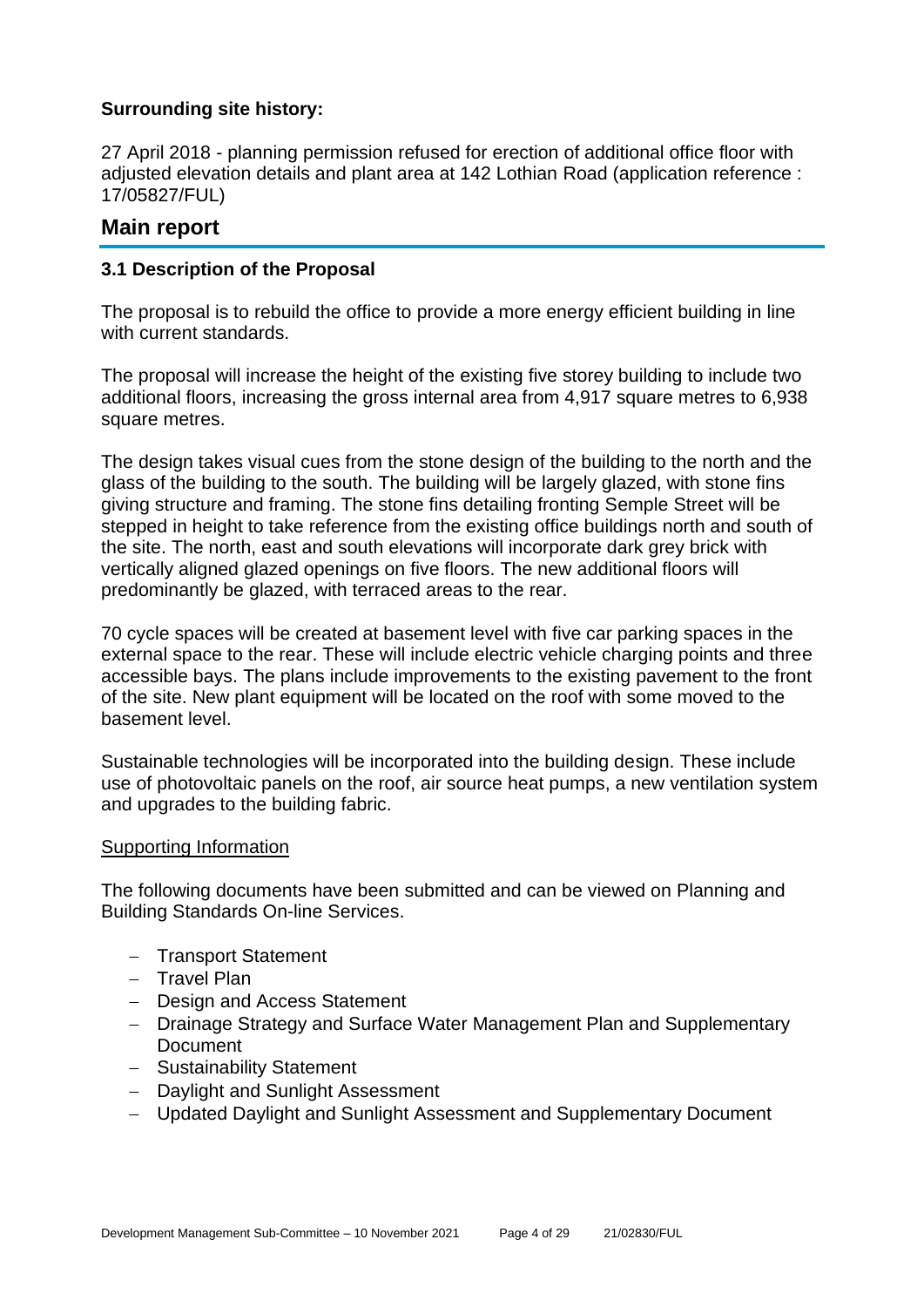**Surrounding site history:**

27 April 2018 - planning permission refused for erection of additional office floor with adjusted elevation details and plant area at 142 Lothian Road (application reference : 17/05827/FUL)

## Main report

### 3.1 Description of the Proposal

The proposal is to rebuild the office to provide a more energy efficient building in line with current standards.

The proposal will increase the height of the existing five storey building to include two additional floors, increasing the gross internal area from 4,917 square metres to 6,938 square metres.

The design takes visual cues from the stone design of the building to the north and the glass of the building to the south. The building will be largely glazed, with stone fins giving structure and framing. The stone fins detailing fronting Semple Street will be stepped in height to take reference from the existing office buildings north and south of the site. The north, east and south elevations will incorporate dark grey brick with vertically aligned glazed openings on five floors. The new additional floors will predominantly be glazed, with terraced areas to the rear.

70 cycle spaces will be created at basement level with five car parking spaces in the external space to the rear. These will include electric vehicle charging points and three accessible bays. The plans include improvements to the existing pavement to the front of the site. New plant equipment will be located on the roof with some moved to the basement level.

Sustainable technologies will be incorporated into the building design. These include use of photovoltaic panels on the roof, air source heat pumps, a new ventilation system and upgrades to the building fabric.

<u>Supporting Information</u>

The following documents have been submitted and can be viewed on Planning and Building Standards On-line Services.

- Transport Statement
- Travel Plan
- Design and Access Statement
- Drainage Strategy and Surface Water Management Plan and Supplementary Document
- Sustainability Statement
- Daylight and Sunlight Assessment
- Updated Daylight and Sunlight Assessment and Supplementary Document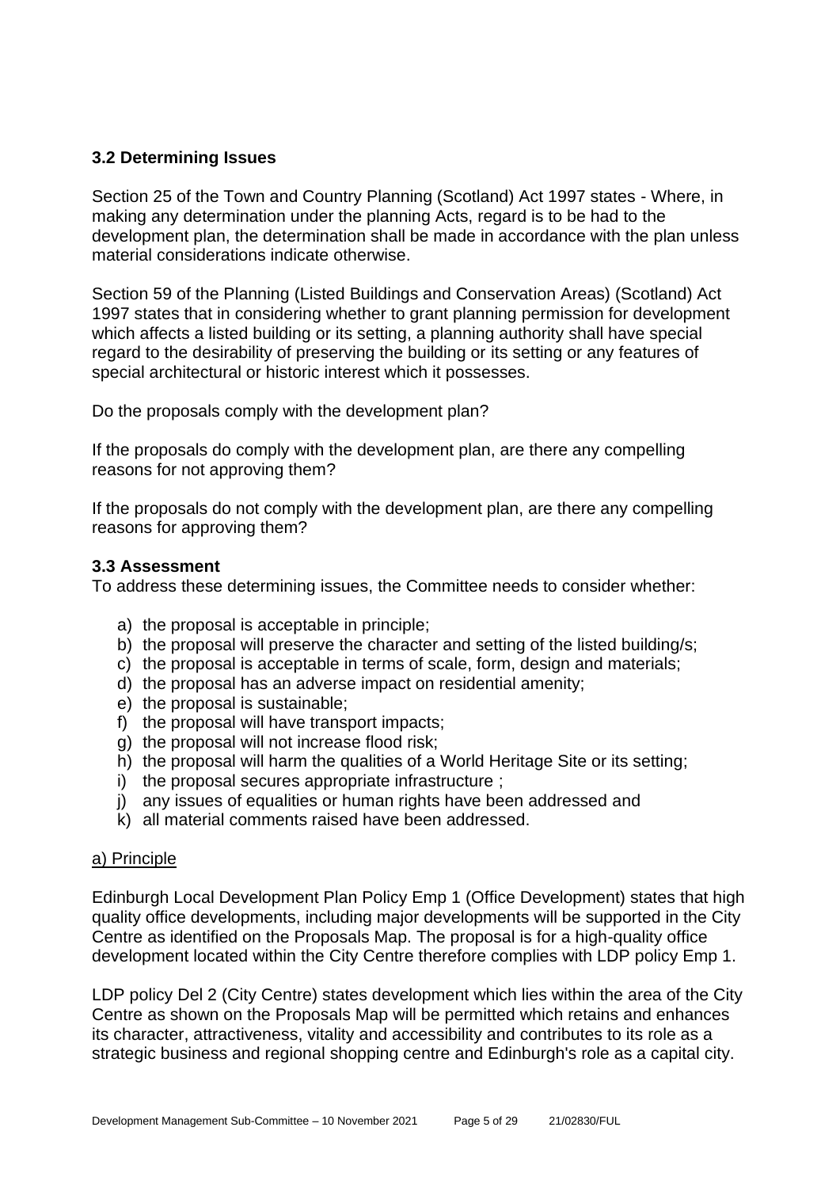### 3.2 Determining Issues

Section 25 of the Town and Country Planning (Scotland) Act 1997 states - Where, in making any determination under the planning Acts, regard is to be had to the development plan, the determination shall be made in accordance with the plan unless material considerations indicate otherwise.

Section 59 of the Planning (Listed Buildings and Conservation Areas) (Scotland) Act 1997 states that in considering whether to grant planning permission for development which affects a listed building or its setting, a planning authority shall have special regard to the desirability of preserving the building or its setting or any features of special architectural or historic interest which it possesses.

Do the proposals comply with the development plan?

If the proposals do comply with the development plan, are there any compelling reasons for not approving them?

If the proposals do not comply with the development plan, are there any compelling reasons for approving them?

### 3.3 Assessment

To address these determining issues, the Committee needs to consider whether:

a) the proposal is acceptable in principle;
b) the proposal will preserve the character and setting of the listed building/s;
c) the proposal is acceptable in terms of scale, form, design and materials;
d) the proposal has an adverse impact on residential amenity;
e) the proposal is sustainable;
f) the proposal will have transport impacts;
g) the proposal will not increase flood risk;
h) the proposal will harm the qualities of a World Heritage Site or its setting;
i) the proposal secures appropriate infrastructure ;
j) any issues of equalities or human rights have been addressed and
k) all material comments raised have been addressed.

<u>a) Principle</u>

Edinburgh Local Development Plan Policy Emp 1 (Office Development) states that high quality office developments, including major developments will be supported in the City Centre as identified on the Proposals Map. The proposal is for a high-quality office development located within the City Centre therefore complies with LDP policy Emp 1.

LDP policy Del 2 (City Centre) states development which lies within the area of the City Centre as shown on the Proposals Map will be permitted which retains and enhances its character, attractiveness, vitality and accessibility and contributes to its role as a strategic business and regional shopping centre and Edinburgh's role as a capital city.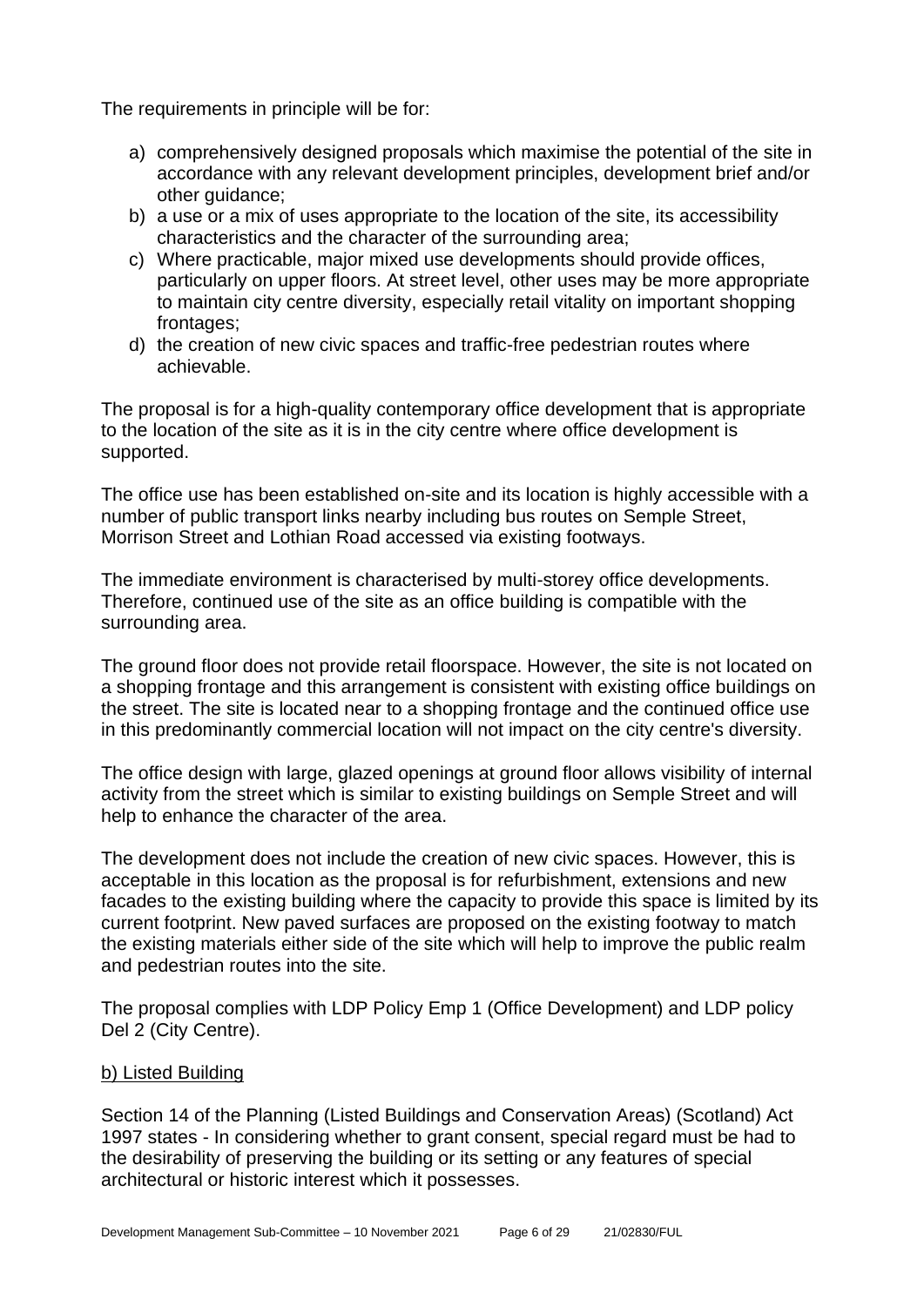The requirements in principle will be for:

a) comprehensively designed proposals which maximise the potential of the site in accordance with any relevant development principles, development brief and/or other guidance;
b) a use or a mix of uses appropriate to the location of the site, its accessibility characteristics and the character of the surrounding area;
c) Where practicable, major mixed use developments should provide offices, particularly on upper floors. At street level, other uses may be more appropriate to maintain city centre diversity, especially retail vitality on important shopping frontages;
d) the creation of new civic spaces and traffic-free pedestrian routes where achievable.

The proposal is for a high-quality contemporary office development that is appropriate to the location of the site as it is in the city centre where office development is supported.

The office use has been established on-site and its location is highly accessible with a number of public transport links nearby including bus routes on Semple Street, Morrison Street and Lothian Road accessed via existing footways.

The immediate environment is characterised by multi-storey office developments. Therefore, continued use of the site as an office building is compatible with the surrounding area.

The ground floor does not provide retail floorspace. However, the site is not located on a shopping frontage and this arrangement is consistent with existing office buildings on the street. The site is located near to a shopping frontage and the continued office use in this predominantly commercial location will not impact on the city centre's diversity.

The office design with large, glazed openings at ground floor allows visibility of internal activity from the street which is similar to existing buildings on Semple Street and will help to enhance the character of the area.

The development does not include the creation of new civic spaces. However, this is acceptable in this location as the proposal is for refurbishment, extensions and new facades to the existing building where the capacity to provide this space is limited by its current footprint. New paved surfaces are proposed on the existing footway to match the existing materials either side of the site which will help to improve the public realm and pedestrian routes into the site.

The proposal complies with LDP Policy Emp 1 (Office Development) and LDP policy Del 2 (City Centre).

b) Listed Building

Section 14 of the Planning (Listed Buildings and Conservation Areas) (Scotland) Act 1997 states - In considering whether to grant consent, special regard must be had to the desirability of preserving the building or its setting or any features of special architectural or historic interest which it possesses.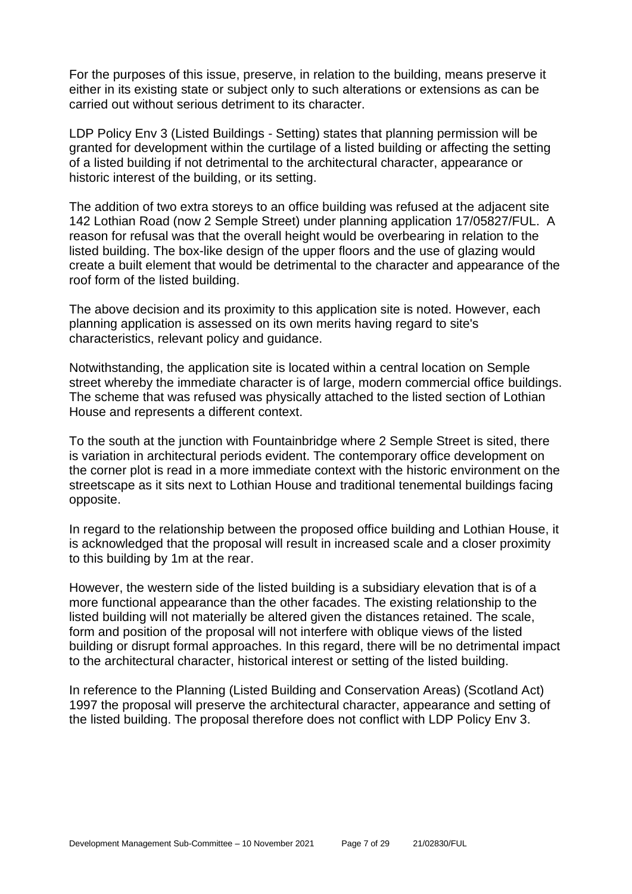For the purposes of this issue, preserve, in relation to the building, means preserve it either in its existing state or subject only to such alterations or extensions as can be carried out without serious detriment to its character.

LDP Policy Env 3 (Listed Buildings - Setting) states that planning permission will be granted for development within the curtilage of a listed building or affecting the setting of a listed building if not detrimental to the architectural character, appearance or historic interest of the building, or its setting.

The addition of two extra storeys to an office building was refused at the adjacent site 142 Lothian Road (now 2 Semple Street) under planning application 17/05827/FUL. A reason for refusal was that the overall height would be overbearing in relation to the listed building. The box-like design of the upper floors and the use of glazing would create a built element that would be detrimental to the character and appearance of the roof form of the listed building.

The above decision and its proximity to this application site is noted. However, each planning application is assessed on its own merits having regard to site's characteristics, relevant policy and guidance.

Notwithstanding, the application site is located within a central location on Semple street whereby the immediate character is of large, modern commercial office buildings. The scheme that was refused was physically attached to the listed section of Lothian House and represents a different context.

To the south at the junction with Fountainbridge where 2 Semple Street is sited, there is variation in architectural periods evident. The contemporary office development on the corner plot is read in a more immediate context with the historic environment on the streetscape as it sits next to Lothian House and traditional tenemental buildings facing opposite.

In regard to the relationship between the proposed office building and Lothian House, it is acknowledged that the proposal will result in increased scale and a closer proximity to this building by 1m at the rear.

However, the western side of the listed building is a subsidiary elevation that is of a more functional appearance than the other facades. The existing relationship to the listed building will not materially be altered given the distances retained. The scale, form and position of the proposal will not interfere with oblique views of the listed building or disrupt formal approaches. In this regard, there will be no detrimental impact to the architectural character, historical interest or setting of the listed building.

In reference to the Planning (Listed Building and Conservation Areas) (Scotland Act) 1997 the proposal will preserve the architectural character, appearance and setting of the listed building. The proposal therefore does not conflict with LDP Policy Env 3.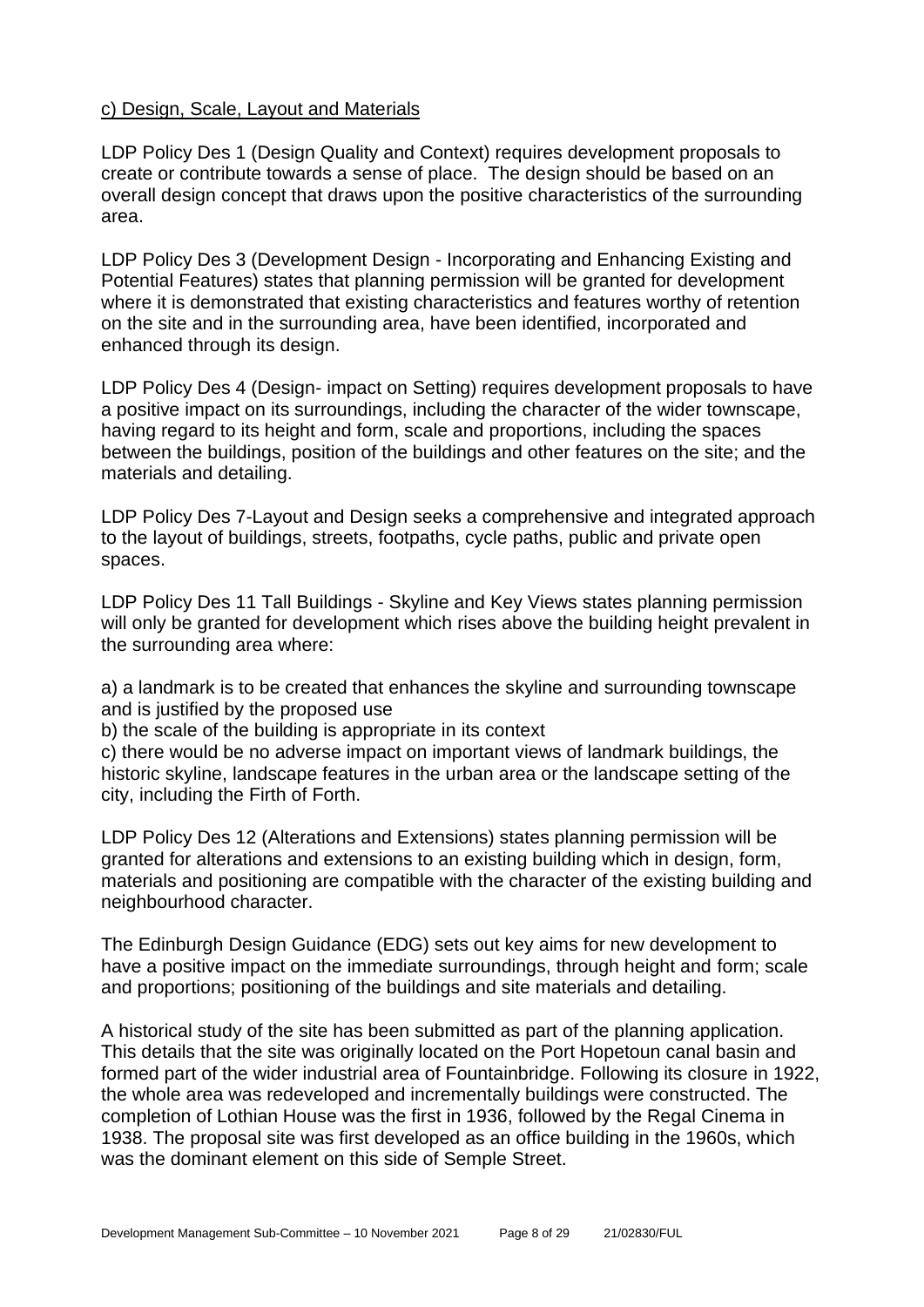c) Design, Scale, Layout and Materials

LDP Policy Des 1 (Design Quality and Context) requires development proposals to create or contribute towards a sense of place. The design should be based on an overall design concept that draws upon the positive characteristics of the surrounding area.

LDP Policy Des 3 (Development Design - Incorporating and Enhancing Existing and Potential Features) states that planning permission will be granted for development where it is demonstrated that existing characteristics and features worthy of retention on the site and in the surrounding area, have been identified, incorporated and enhanced through its design.

LDP Policy Des 4 (Design- impact on Setting) requires development proposals to have a positive impact on its surroundings, including the character of the wider townscape, having regard to its height and form, scale and proportions, including the spaces between the buildings, position of the buildings and other features on the site; and the materials and detailing.

LDP Policy Des 7-Layout and Design seeks a comprehensive and integrated approach to the layout of buildings, streets, footpaths, cycle paths, public and private open spaces.

LDP Policy Des 11 Tall Buildings - Skyline and Key Views states planning permission will only be granted for development which rises above the building height prevalent in the surrounding area where:

a) a landmark is to be created that enhances the skyline and surrounding townscape and is justified by the proposed use
b) the scale of the building is appropriate in its context
c) there would be no adverse impact on important views of landmark buildings, the historic skyline, landscape features in the urban area or the landscape setting of the city, including the Firth of Forth.

LDP Policy Des 12 (Alterations and Extensions) states planning permission will be granted for alterations and extensions to an existing building which in design, form, materials and positioning are compatible with the character of the existing building and neighbourhood character.

The Edinburgh Design Guidance (EDG) sets out key aims for new development to have a positive impact on the immediate surroundings, through height and form; scale and proportions; positioning of the buildings and site materials and detailing.

A historical study of the site has been submitted as part of the planning application. This details that the site was originally located on the Port Hopetoun canal basin and formed part of the wider industrial area of Fountainbridge. Following its closure in 1922, the whole area was redeveloped and incrementally buildings were constructed. The completion of Lothian House was the first in 1936, followed by the Regal Cinema in 1938. The proposal site was first developed as an office building in the 1960s, which was the dominant element on this side of Semple Street.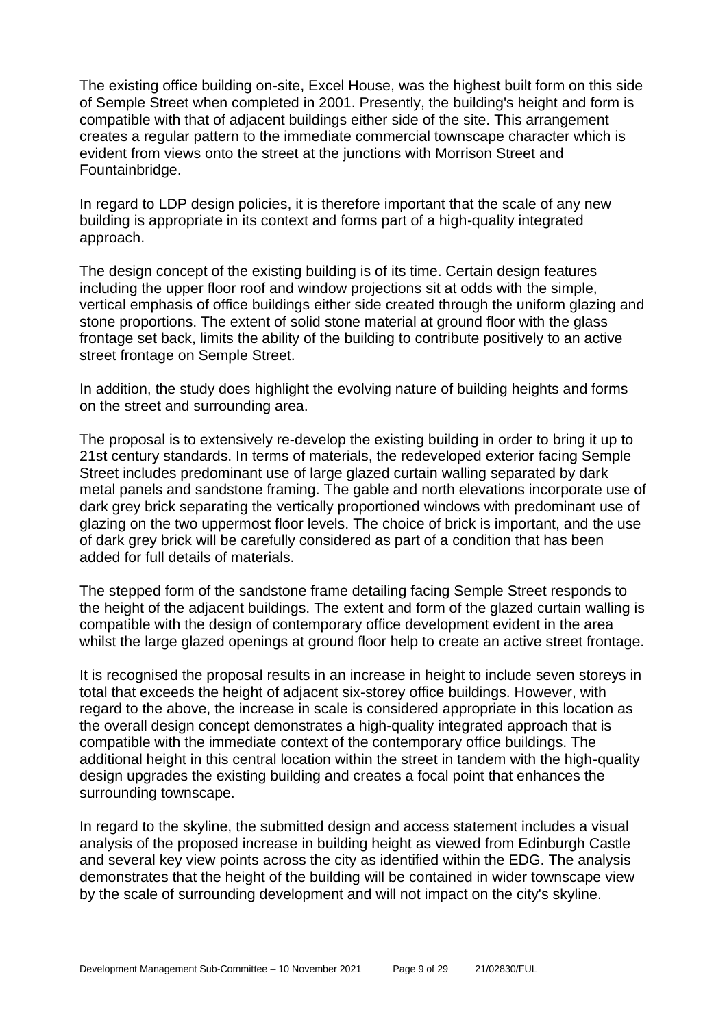The existing office building on-site, Excel House, was the highest built form on this side of Semple Street when completed in 2001. Presently, the building's height and form is compatible with that of adjacent buildings either side of the site. This arrangement creates a regular pattern to the immediate commercial townscape character which is evident from views onto the street at the junctions with Morrison Street and Fountainbridge.

In regard to LDP design policies, it is therefore important that the scale of any new building is appropriate in its context and forms part of a high-quality integrated approach.

The design concept of the existing building is of its time. Certain design features including the upper floor roof and window projections sit at odds with the simple, vertical emphasis of office buildings either side created through the uniform glazing and stone proportions. The extent of solid stone material at ground floor with the glass frontage set back, limits the ability of the building to contribute positively to an active street frontage on Semple Street.

In addition, the study does highlight the evolving nature of building heights and forms on the street and surrounding area.

The proposal is to extensively re-develop the existing building in order to bring it up to 21st century standards. In terms of materials, the redeveloped exterior facing Semple Street includes predominant use of large glazed curtain walling separated by dark metal panels and sandstone framing. The gable and north elevations incorporate use of dark grey brick separating the vertically proportioned windows with predominant use of glazing on the two uppermost floor levels. The choice of brick is important, and the use of dark grey brick will be carefully considered as part of a condition that has been added for full details of materials.

The stepped form of the sandstone frame detailing facing Semple Street responds to the height of the adjacent buildings. The extent and form of the glazed curtain walling is compatible with the design of contemporary office development evident in the area whilst the large glazed openings at ground floor help to create an active street frontage.

It is recognised the proposal results in an increase in height to include seven storeys in total that exceeds the height of adjacent six-storey office buildings. However, with regard to the above, the increase in scale is considered appropriate in this location as the overall design concept demonstrates a high-quality integrated approach that is compatible with the immediate context of the contemporary office buildings. The additional height in this central location within the street in tandem with the high-quality design upgrades the existing building and creates a focal point that enhances the surrounding townscape.

In regard to the skyline, the submitted design and access statement includes a visual analysis of the proposed increase in building height as viewed from Edinburgh Castle and several key view points across the city as identified within the EDG. The analysis demonstrates that the height of the building will be contained in wider townscape view by the scale of surrounding development and will not impact on the city's skyline.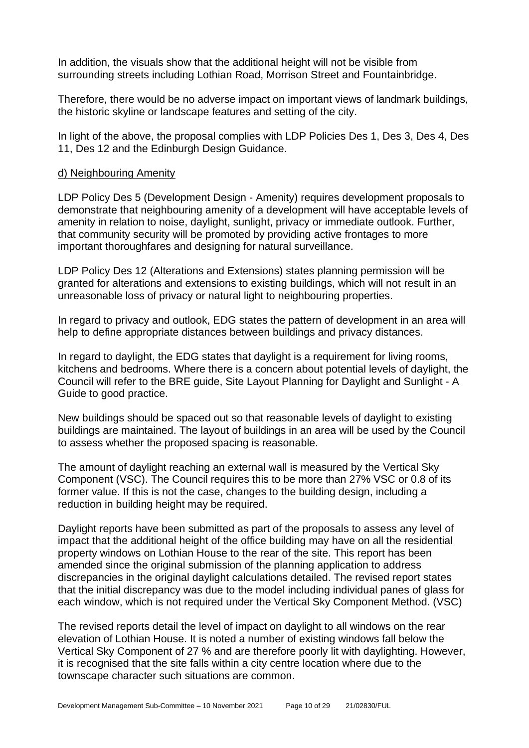In addition, the visuals show that the additional height will not be visible from surrounding streets including Lothian Road, Morrison Street and Fountainbridge.

Therefore, there would be no adverse impact on important views of landmark buildings, the historic skyline or landscape features and setting of the city.

In light of the above, the proposal complies with LDP Policies Des 1, Des 3, Des 4, Des 11, Des 12 and the Edinburgh Design Guidance.

d) Neighbouring Amenity

LDP Policy Des 5 (Development Design - Amenity) requires development proposals to demonstrate that neighbouring amenity of a development will have acceptable levels of amenity in relation to noise, daylight, sunlight, privacy or immediate outlook. Further, that community security will be promoted by providing active frontages to more important thoroughfares and designing for natural surveillance.

LDP Policy Des 12 (Alterations and Extensions) states planning permission will be granted for alterations and extensions to existing buildings, which will not result in an unreasonable loss of privacy or natural light to neighbouring properties.

In regard to privacy and outlook, EDG states the pattern of development in an area will help to define appropriate distances between buildings and privacy distances.

In regard to daylight, the EDG states that daylight is a requirement for living rooms, kitchens and bedrooms. Where there is a concern about potential levels of daylight, the Council will refer to the BRE guide, Site Layout Planning for Daylight and Sunlight - A Guide to good practice.

New buildings should be spaced out so that reasonable levels of daylight to existing buildings are maintained. The layout of buildings in an area will be used by the Council to assess whether the proposed spacing is reasonable.

The amount of daylight reaching an external wall is measured by the Vertical Sky Component (VSC). The Council requires this to be more than 27% VSC or 0.8 of its former value. If this is not the case, changes to the building design, including a reduction in building height may be required.

Daylight reports have been submitted as part of the proposals to assess any level of impact that the additional height of the office building may have on all the residential property windows on Lothian House to the rear of the site. This report has been amended since the original submission of the planning application to address discrepancies in the original daylight calculations detailed. The revised report states that the initial discrepancy was due to the model including individual panes of glass for each window, which is not required under the Vertical Sky Component Method. (VSC)

The revised reports detail the level of impact on daylight to all windows on the rear elevation of Lothian House. It is noted a number of existing windows fall below the Vertical Sky Component of 27 % and are therefore poorly lit with daylighting. However, it is recognised that the site falls within a city centre location where due to the townscape character such situations are common.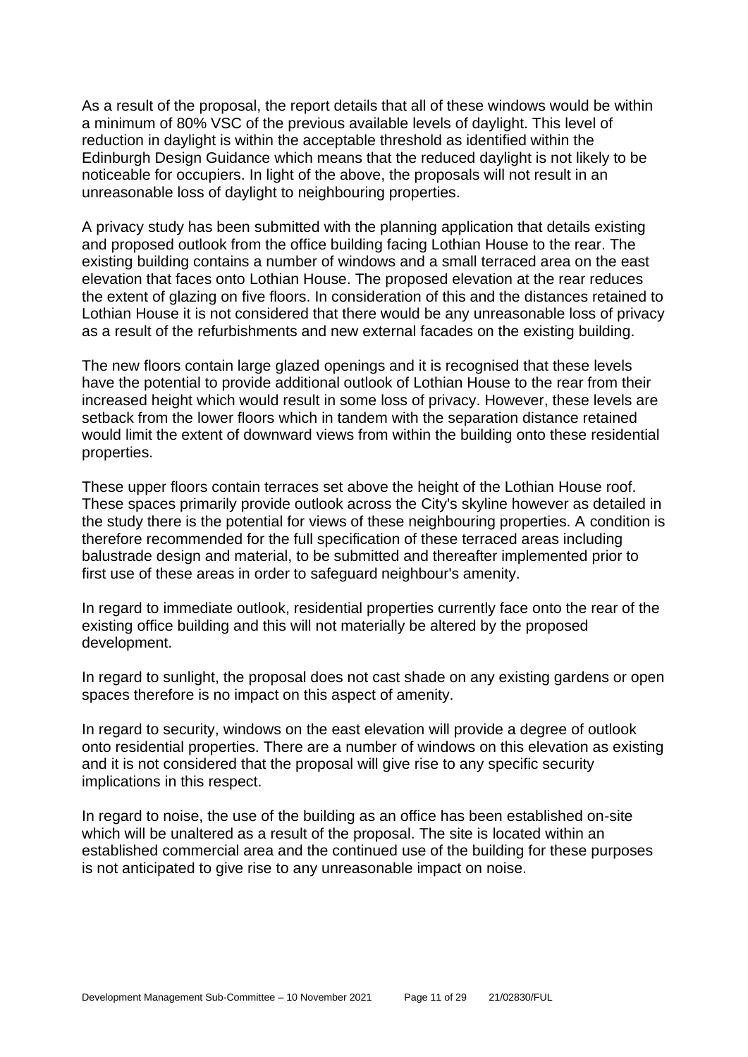As a result of the proposal, the report details that all of these windows would be within a minimum of 80% VSC of the previous available levels of daylight. This level of reduction in daylight is within the acceptable threshold as identified within the Edinburgh Design Guidance which means that the reduced daylight is not likely to be noticeable for occupiers. In light of the above, the proposals will not result in an unreasonable loss of daylight to neighbouring properties.

A privacy study has been submitted with the planning application that details existing and proposed outlook from the office building facing Lothian House to the rear. The existing building contains a number of windows and a small terraced area on the east elevation that faces onto Lothian House. The proposed elevation at the rear reduces the extent of glazing on five floors. In consideration of this and the distances retained to Lothian House it is not considered that there would be any unreasonable loss of privacy as a result of the refurbishments and new external facades on the existing building.

The new floors contain large glazed openings and it is recognised that these levels have the potential to provide additional outlook of Lothian House to the rear from their increased height which would result in some loss of privacy. However, these levels are setback from the lower floors which in tandem with the separation distance retained would limit the extent of downward views from within the building onto these residential properties.

These upper floors contain terraces set above the height of the Lothian House roof. These spaces primarily provide outlook across the City's skyline however as detailed in the study there is the potential for views of these neighbouring properties. A condition is therefore recommended for the full specification of these terraced areas including balustrade design and material, to be submitted and thereafter implemented prior to first use of these areas in order to safeguard neighbour's amenity.

In regard to immediate outlook, residential properties currently face onto the rear of the existing office building and this will not materially be altered by the proposed development.

In regard to sunlight, the proposal does not cast shade on any existing gardens or open spaces therefore is no impact on this aspect of amenity.

In regard to security, windows on the east elevation will provide a degree of outlook onto residential properties. There are a number of windows on this elevation as existing and it is not considered that the proposal will give rise to any specific security implications in this respect.

In regard to noise, the use of the building as an office has been established on-site which will be unaltered as a result of the proposal. The site is located within an established commercial area and the continued use of the building for these purposes is not anticipated to give rise to any unreasonable impact on noise.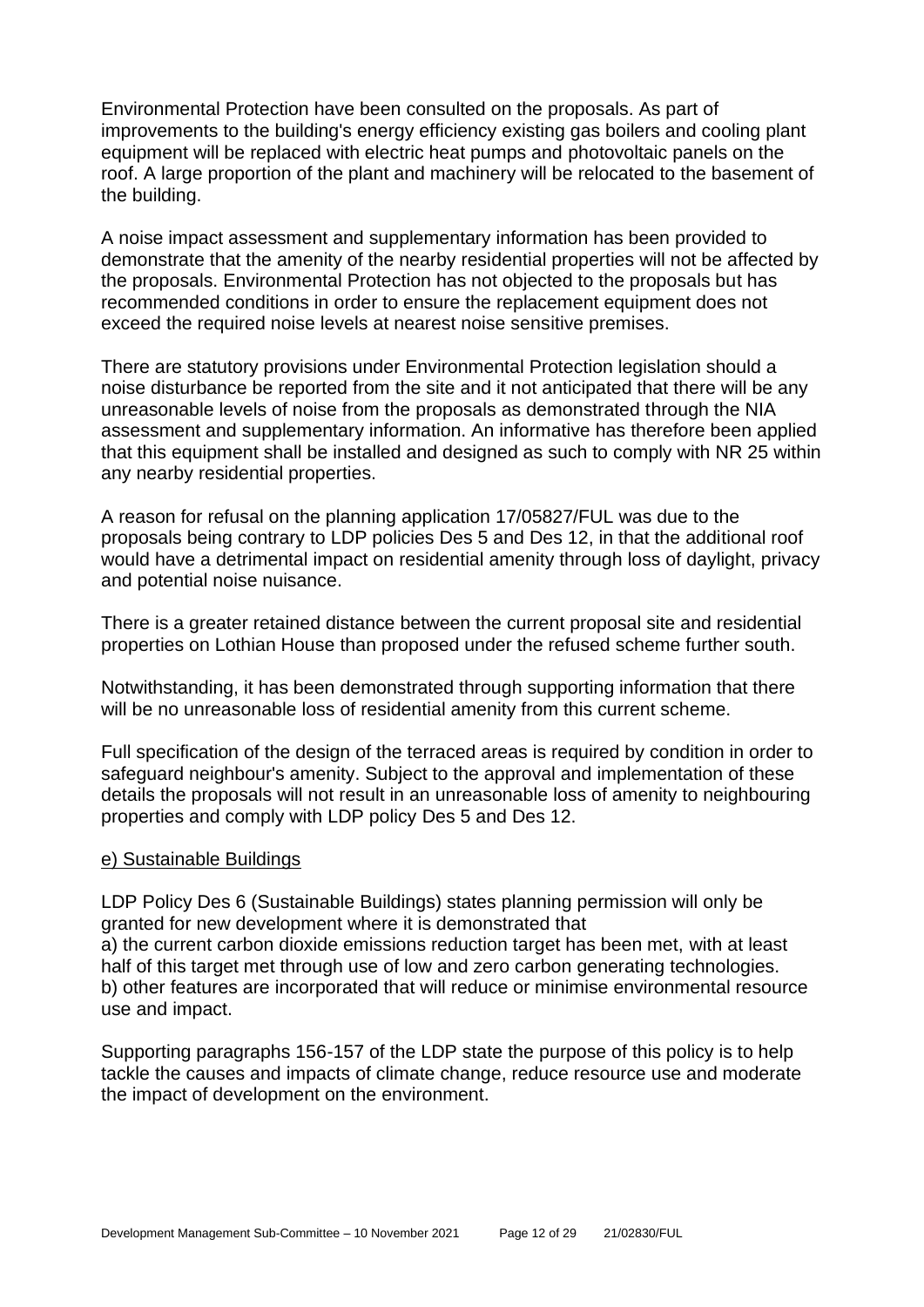Environmental Protection have been consulted on the proposals. As part of improvements to the building's energy efficiency existing gas boilers and cooling plant equipment will be replaced with electric heat pumps and photovoltaic panels on the roof. A large proportion of the plant and machinery will be relocated to the basement of the building.

A noise impact assessment and supplementary information has been provided to demonstrate that the amenity of the nearby residential properties will not be affected by the proposals. Environmental Protection has not objected to the proposals but has recommended conditions in order to ensure the replacement equipment does not exceed the required noise levels at nearest noise sensitive premises.

There are statutory provisions under Environmental Protection legislation should a noise disturbance be reported from the site and it not anticipated that there will be any unreasonable levels of noise from the proposals as demonstrated through the NIA assessment and supplementary information. An informative has therefore been applied that this equipment shall be installed and designed as such to comply with NR 25 within any nearby residential properties.

A reason for refusal on the planning application 17/05827/FUL was due to the proposals being contrary to LDP policies Des 5 and Des 12, in that the additional roof would have a detrimental impact on residential amenity through loss of daylight, privacy and potential noise nuisance.

There is a greater retained distance between the current proposal site and residential properties on Lothian House than proposed under the refused scheme further south.

Notwithstanding, it has been demonstrated through supporting information that there will be no unreasonable loss of residential amenity from this current scheme.

Full specification of the design of the terraced areas is required by condition in order to safeguard neighbour's amenity. Subject to the approval and implementation of these details the proposals will not result in an unreasonable loss of amenity to neighbouring properties and comply with LDP policy Des 5 and Des 12.

<u>e) Sustainable Buildings</u>

LDP Policy Des 6 (Sustainable Buildings) states planning permission will only be granted for new development where it is demonstrated that
a) the current carbon dioxide emissions reduction target has been met, with at least half of this target met through use of low and zero carbon generating technologies.
b) other features are incorporated that will reduce or minimise environmental resource use and impact.

Supporting paragraphs 156-157 of the LDP state the purpose of this policy is to help tackle the causes and impacts of climate change, reduce resource use and moderate the impact of development on the environment.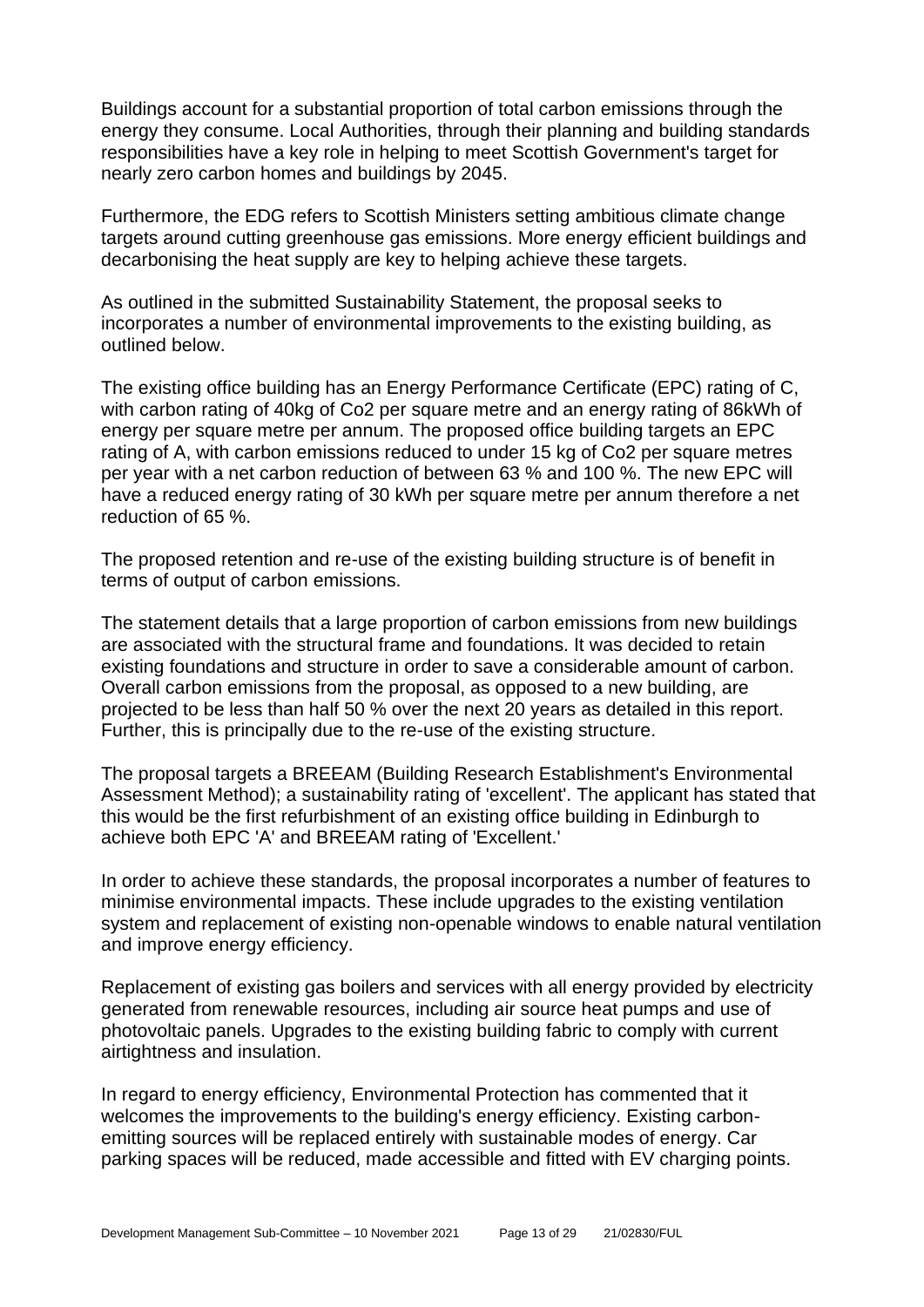Buildings account for a substantial proportion of total carbon emissions through the energy they consume. Local Authorities, through their planning and building standards responsibilities have a key role in helping to meet Scottish Government's target for nearly zero carbon homes and buildings by 2045.

Furthermore, the EDG refers to Scottish Ministers setting ambitious climate change targets around cutting greenhouse gas emissions. More energy efficient buildings and decarbonising the heat supply are key to helping achieve these targets.

As outlined in the submitted Sustainability Statement, the proposal seeks to incorporates a number of environmental improvements to the existing building, as outlined below.

The existing office building has an Energy Performance Certificate (EPC) rating of C, with carbon rating of 40kg of Co2 per square metre and an energy rating of 86kWh of energy per square metre per annum. The proposed office building targets an EPC rating of A, with carbon emissions reduced to under 15 kg of Co2 per square metres per year with a net carbon reduction of between 63 % and 100 %. The new EPC will have a reduced energy rating of 30 kWh per square metre per annum therefore a net reduction of 65 %.

The proposed retention and re-use of the existing building structure is of benefit in terms of output of carbon emissions.

The statement details that a large proportion of carbon emissions from new buildings are associated with the structural frame and foundations. It was decided to retain existing foundations and structure in order to save a considerable amount of carbon. Overall carbon emissions from the proposal, as opposed to a new building, are projected to be less than half 50 % over the next 20 years as detailed in this report. Further, this is principally due to the re-use of the existing structure.

The proposal targets a BREEAM (Building Research Establishment's Environmental Assessment Method); a sustainability rating of 'excellent'. The applicant has stated that this would be the first refurbishment of an existing office building in Edinburgh to achieve both EPC 'A' and BREEAM rating of 'Excellent.'

In order to achieve these standards, the proposal incorporates a number of features to minimise environmental impacts. These include upgrades to the existing ventilation system and replacement of existing non-openable windows to enable natural ventilation and improve energy efficiency.

Replacement of existing gas boilers and services with all energy provided by electricity generated from renewable resources, including air source heat pumps and use of photovoltaic panels. Upgrades to the existing building fabric to comply with current airtightness and insulation.

In regard to energy efficiency, Environmental Protection has commented that it welcomes the improvements to the building's energy efficiency. Existing carbon-emitting sources will be replaced entirely with sustainable modes of energy. Car parking spaces will be reduced, made accessible and fitted with EV charging points.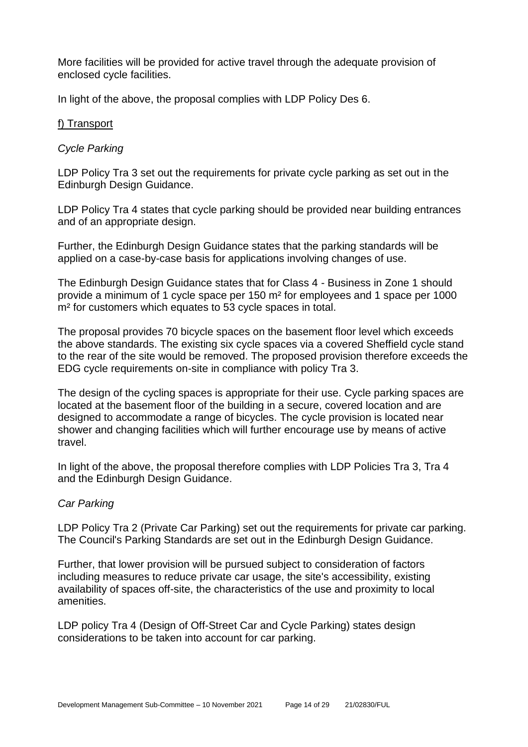More facilities will be provided for active travel through the adequate provision of enclosed cycle facilities.

In light of the above, the proposal complies with LDP Policy Des 6.

f) Transport

*Cycle Parking*

LDP Policy Tra 3 set out the requirements for private cycle parking as set out in the Edinburgh Design Guidance.

LDP Policy Tra 4 states that cycle parking should be provided near building entrances and of an appropriate design.

Further, the Edinburgh Design Guidance states that the parking standards will be applied on a case-by-case basis for applications involving changes of use.

The Edinburgh Design Guidance states that for Class 4 - Business in Zone 1 should provide a minimum of 1 cycle space per 150 m² for employees and 1 space per 1000 m² for customers which equates to 53 cycle spaces in total.

The proposal provides 70 bicycle spaces on the basement floor level which exceeds the above standards. The existing six cycle spaces via a covered Sheffield cycle stand to the rear of the site would be removed. The proposed provision therefore exceeds the EDG cycle requirements on-site in compliance with policy Tra 3.

The design of the cycling spaces is appropriate for their use. Cycle parking spaces are located at the basement floor of the building in a secure, covered location and are designed to accommodate a range of bicycles. The cycle provision is located near shower and changing facilities which will further encourage use by means of active travel.

In light of the above, the proposal therefore complies with LDP Policies Tra 3, Tra 4 and the Edinburgh Design Guidance.

*Car Parking*

LDP Policy Tra 2 (Private Car Parking) set out the requirements for private car parking. The Council's Parking Standards are set out in the Edinburgh Design Guidance.

Further, that lower provision will be pursued subject to consideration of factors including measures to reduce private car usage, the site's accessibility, existing availability of spaces off-site, the characteristics of the use and proximity to local amenities.

LDP policy Tra 4 (Design of Off-Street Car and Cycle Parking) states design considerations to be taken into account for car parking.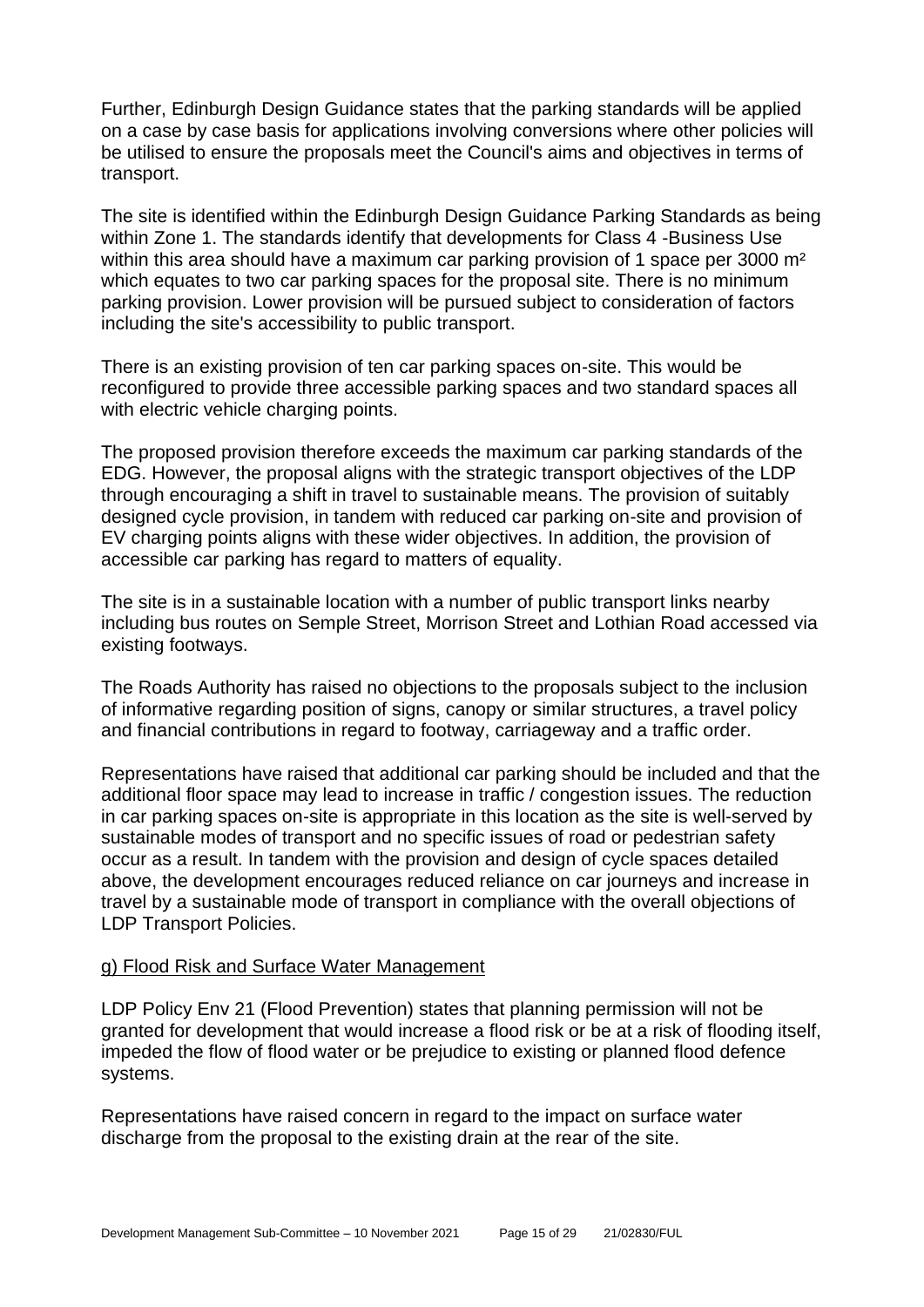Further, Edinburgh Design Guidance states that the parking standards will be applied on a case by case basis for applications involving conversions where other policies will be utilised to ensure the proposals meet the Council's aims and objectives in terms of transport.

The site is identified within the Edinburgh Design Guidance Parking Standards as being within Zone 1. The standards identify that developments for Class 4 -Business Use within this area should have a maximum car parking provision of 1 space per 3000 m² which equates to two car parking spaces for the proposal site. There is no minimum parking provision. Lower provision will be pursued subject to consideration of factors including the site's accessibility to public transport.

There is an existing provision of ten car parking spaces on-site. This would be reconfigured to provide three accessible parking spaces and two standard spaces all with electric vehicle charging points.

The proposed provision therefore exceeds the maximum car parking standards of the EDG. However, the proposal aligns with the strategic transport objectives of the LDP through encouraging a shift in travel to sustainable means. The provision of suitably designed cycle provision, in tandem with reduced car parking on-site and provision of EV charging points aligns with these wider objectives. In addition, the provision of accessible car parking has regard to matters of equality.

The site is in a sustainable location with a number of public transport links nearby including bus routes on Semple Street, Morrison Street and Lothian Road accessed via existing footways.

The Roads Authority has raised no objections to the proposals subject to the inclusion of informative regarding position of signs, canopy or similar structures, a travel policy and financial contributions in regard to footway, carriageway and a traffic order.

Representations have raised that additional car parking should be included and that the additional floor space may lead to increase in traffic / congestion issues. The reduction in car parking spaces on-site is appropriate in this location as the site is well-served by sustainable modes of transport and no specific issues of road or pedestrian safety occur as a result. In tandem with the provision and design of cycle spaces detailed above, the development encourages reduced reliance on car journeys and increase in travel by a sustainable mode of transport in compliance with the overall objections of LDP Transport Policies.

g) Flood Risk and Surface Water Management

LDP Policy Env 21 (Flood Prevention) states that planning permission will not be granted for development that would increase a flood risk or be at a risk of flooding itself, impeded the flow of flood water or be prejudice to existing or planned flood defence systems.

Representations have raised concern in regard to the impact on surface water discharge from the proposal to the existing drain at the rear of the site.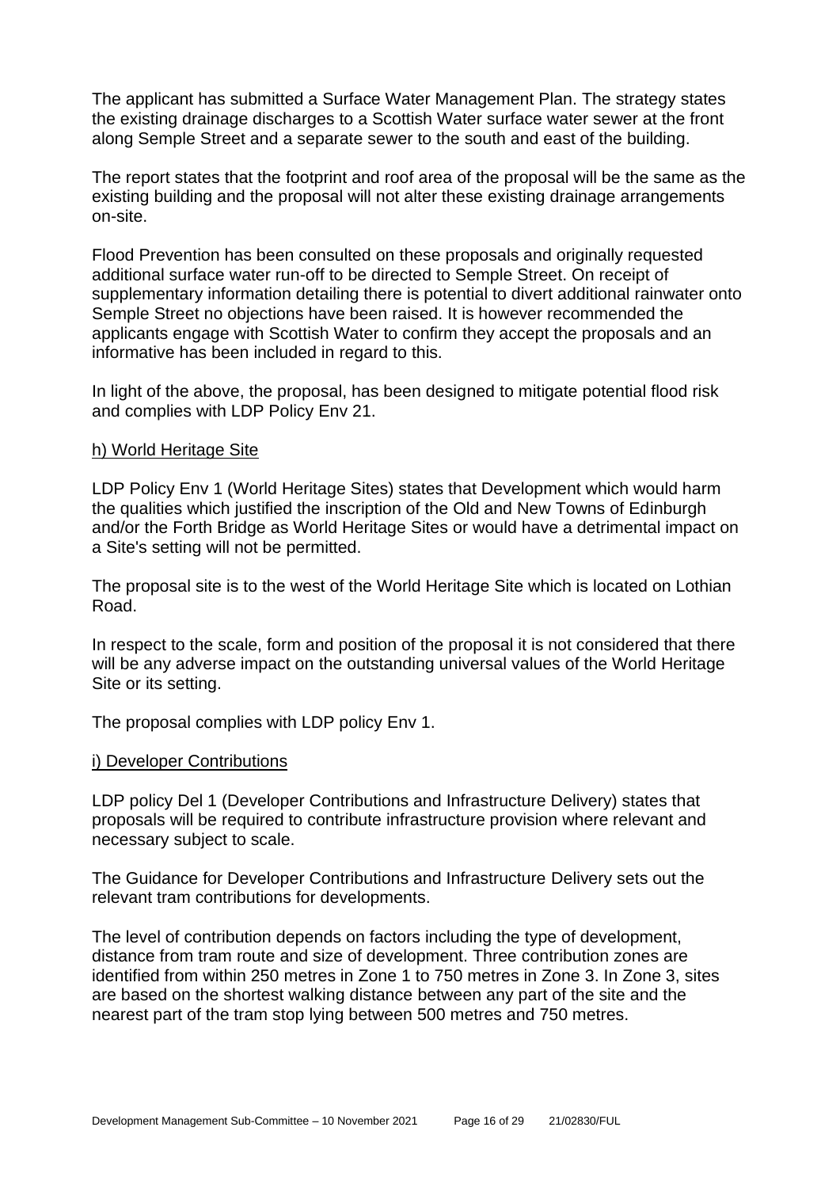The applicant has submitted a Surface Water Management Plan. The strategy states the existing drainage discharges to a Scottish Water surface water sewer at the front along Semple Street and a separate sewer to the south and east of the building.

The report states that the footprint and roof area of the proposal will be the same as the existing building and the proposal will not alter these existing drainage arrangements on-site.

Flood Prevention has been consulted on these proposals and originally requested additional surface water run-off to be directed to Semple Street. On receipt of supplementary information detailing there is potential to divert additional rainwater onto Semple Street no objections have been raised. It is however recommended the applicants engage with Scottish Water to confirm they accept the proposals and an informative has been included in regard to this.

In light of the above, the proposal, has been designed to mitigate potential flood risk and complies with LDP Policy Env 21.

### h) World Heritage Site

LDP Policy Env 1 (World Heritage Sites) states that Development which would harm the qualities which justified the inscription of the Old and New Towns of Edinburgh and/or the Forth Bridge as World Heritage Sites or would have a detrimental impact on a Site's setting will not be permitted.

The proposal site is to the west of the World Heritage Site which is located on Lothian Road.

In respect to the scale, form and position of the proposal it is not considered that there will be any adverse impact on the outstanding universal values of the World Heritage Site or its setting.

The proposal complies with LDP policy Env 1.

### i) Developer Contributions

LDP policy Del 1 (Developer Contributions and Infrastructure Delivery) states that proposals will be required to contribute infrastructure provision where relevant and necessary subject to scale.

The Guidance for Developer Contributions and Infrastructure Delivery sets out the relevant tram contributions for developments.

The level of contribution depends on factors including the type of development, distance from tram route and size of development. Three contribution zones are identified from within 250 metres in Zone 1 to 750 metres in Zone 3. In Zone 3, sites are based on the shortest walking distance between any part of the site and the nearest part of the tram stop lying between 500 metres and 750 metres.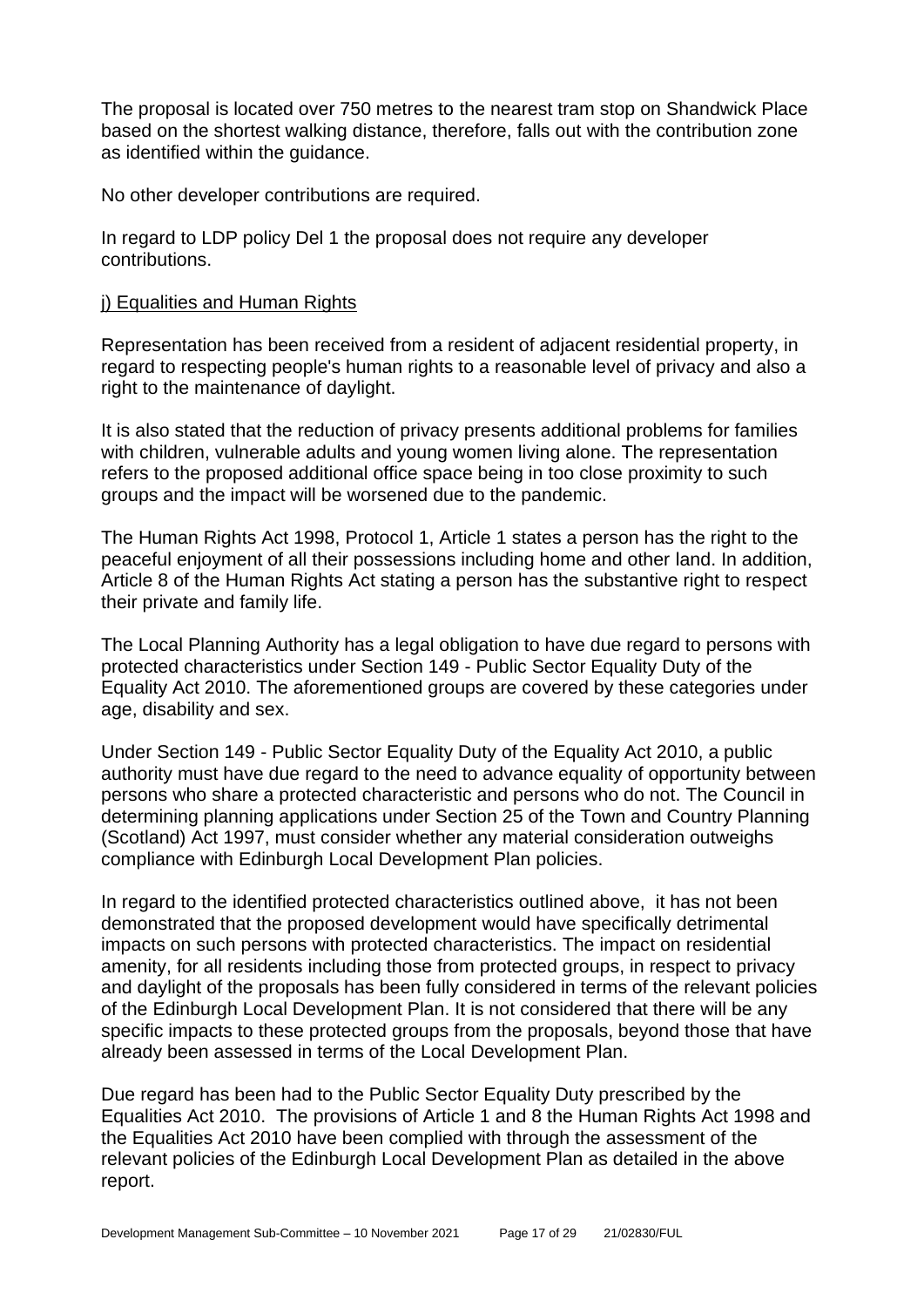The proposal is located over 750 metres to the nearest tram stop on Shandwick Place based on the shortest walking distance, therefore, falls out with the contribution zone as identified within the guidance.

No other developer contributions are required.

In regard to LDP policy Del 1 the proposal does not require any developer contributions.

j) Equalities and Human Rights

Representation has been received from a resident of adjacent residential property, in regard to respecting people's human rights to a reasonable level of privacy and also a right to the maintenance of daylight.

It is also stated that the reduction of privacy presents additional problems for families with children, vulnerable adults and young women living alone. The representation refers to the proposed additional office space being in too close proximity to such groups and the impact will be worsened due to the pandemic.

The Human Rights Act 1998, Protocol 1, Article 1 states a person has the right to the peaceful enjoyment of all their possessions including home and other land. In addition, Article 8 of the Human Rights Act stating a person has the substantive right to respect their private and family life.

The Local Planning Authority has a legal obligation to have due regard to persons with protected characteristics under Section 149 - Public Sector Equality Duty of the Equality Act 2010. The aforementioned groups are covered by these categories under age, disability and sex.

Under Section 149 - Public Sector Equality Duty of the Equality Act 2010, a public authority must have due regard to the need to advance equality of opportunity between persons who share a protected characteristic and persons who do not. The Council in determining planning applications under Section 25 of the Town and Country Planning (Scotland) Act 1997, must consider whether any material consideration outweighs compliance with Edinburgh Local Development Plan policies.

In regard to the identified protected characteristics outlined above, it has not been demonstrated that the proposed development would have specifically detrimental impacts on such persons with protected characteristics. The impact on residential amenity, for all residents including those from protected groups, in respect to privacy and daylight of the proposals has been fully considered in terms of the relevant policies of the Edinburgh Local Development Plan. It is not considered that there will be any specific impacts to these protected groups from the proposals, beyond those that have already been assessed in terms of the Local Development Plan.

Due regard has been had to the Public Sector Equality Duty prescribed by the Equalities Act 2010. The provisions of Article 1 and 8 the Human Rights Act 1998 and the Equalities Act 2010 have been complied with through the assessment of the relevant policies of the Edinburgh Local Development Plan as detailed in the above report.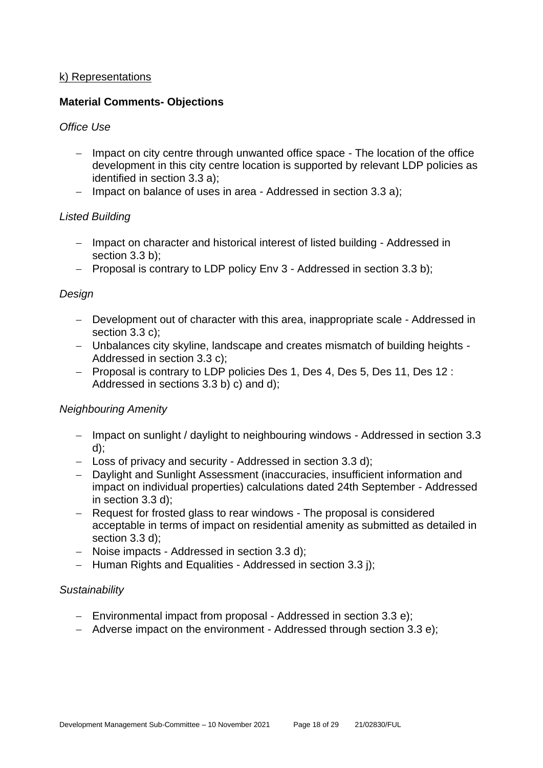k) Representations

**Material Comments- Objections**

*Office Use*

- Impact on city centre through unwanted office space - The location of the office development in this city centre location is supported by relevant LDP policies as identified in section 3.3 a);
- Impact on balance of uses in area - Addressed in section 3.3 a);

*Listed Building*

- Impact on character and historical interest of listed building - Addressed in section 3.3 b);
- Proposal is contrary to LDP policy Env 3 - Addressed in section 3.3 b);

*Design*

- Development out of character with this area, inappropriate scale - Addressed in section 3.3 c);
- Unbalances city skyline, landscape and creates mismatch of building heights - Addressed in section 3.3 c);
- Proposal is contrary to LDP policies Des 1, Des 4, Des 5, Des 11, Des 12 : Addressed in sections 3.3 b) c) and d);

*Neighbouring Amenity*

- Impact on sunlight / daylight to neighbouring windows - Addressed in section 3.3 d);
- Loss of privacy and security - Addressed in section 3.3 d);
- Daylight and Sunlight Assessment (inaccuracies, insufficient information and impact on individual properties) calculations dated 24th September - Addressed in section 3.3 d);
- Request for frosted glass to rear windows - The proposal is considered acceptable in terms of impact on residential amenity as submitted as detailed in section 3.3 d);
- Noise impacts - Addressed in section 3.3 d);
- Human Rights and Equalities - Addressed in section 3.3 j);

*Sustainability*

- Environmental impact from proposal - Addressed in section 3.3 e);
- Adverse impact on the environment - Addressed through section 3.3 e);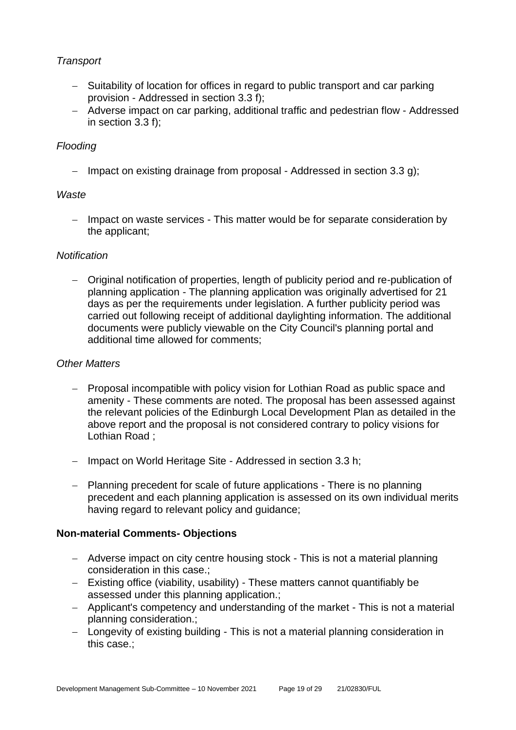*Transport*

- Suitability of location for offices in regard to public transport and car parking provision - Addressed in section 3.3 f);
- Adverse impact on car parking, additional traffic and pedestrian flow - Addressed in section 3.3 f);

*Flooding*

- Impact on existing drainage from proposal - Addressed in section 3.3 g);

*Waste*

- Impact on waste services - This matter would be for separate consideration by the applicant;

*Notification*

- Original notification of properties, length of publicity period and re-publication of planning application - The planning application was originally advertised for 21 days as per the requirements under legislation. A further publicity period was carried out following receipt of additional daylighting information. The additional documents were publicly viewable on the City Council's planning portal and additional time allowed for comments;

*Other Matters*

- Proposal incompatible with policy vision for Lothian Road as public space and amenity - These comments are noted. The proposal has been assessed against the relevant policies of the Edinburgh Local Development Plan as detailed in the above report and the proposal is not considered contrary to policy visions for Lothian Road ;

- Impact on World Heritage Site - Addressed in section 3.3 h;

- Planning precedent for scale of future applications - There is no planning precedent and each planning application is assessed on its own individual merits having regard to relevant policy and guidance;

**Non-material Comments- Objections**

- Adverse impact on city centre housing stock - This is not a material planning consideration in this case.;
- Existing office (viability, usability) - These matters cannot quantifiably be assessed under this planning application.;
- Applicant's competency and understanding of the market - This is not a material planning consideration.;
- Longevity of existing building - This is not a material planning consideration in this case.;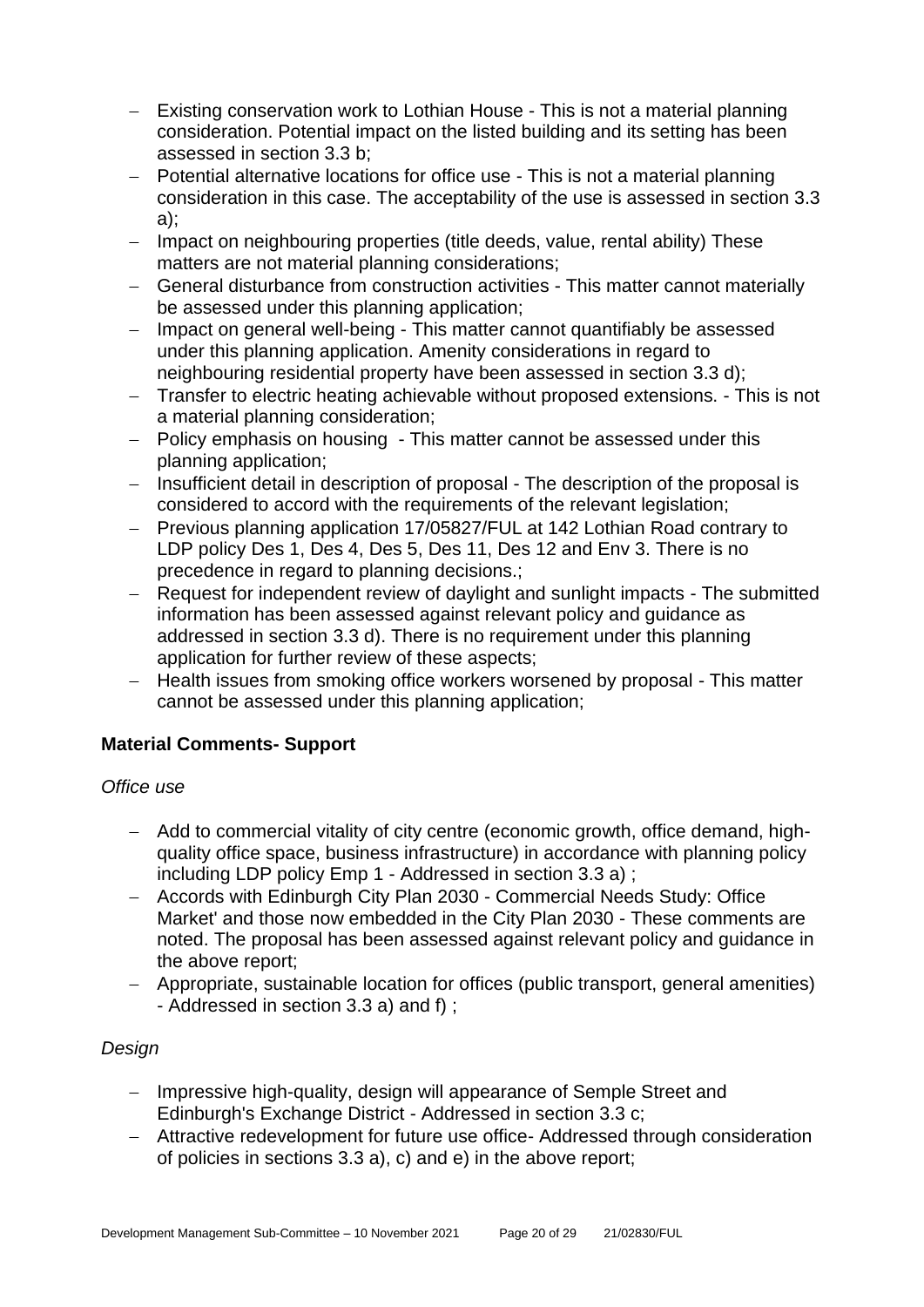- Existing conservation work to Lothian House - This is not a material planning consideration. Potential impact on the listed building and its setting has been assessed in section 3.3 b;
- Potential alternative locations for office use - This is not a material planning consideration in this case. The acceptability of the use is assessed in section 3.3 a);
- Impact on neighbouring properties (title deeds, value, rental ability) These matters are not material planning considerations;
- General disturbance from construction activities - This matter cannot materially be assessed under this planning application;
- Impact on general well-being - This matter cannot quantifiably be assessed under this planning application. Amenity considerations in regard to neighbouring residential property have been assessed in section 3.3 d);
- Transfer to electric heating achievable without proposed extensions. - This is not a material planning consideration;
- Policy emphasis on housing - This matter cannot be assessed under this planning application;
- Insufficient detail in description of proposal - The description of the proposal is considered to accord with the requirements of the relevant legislation;
- Previous planning application 17/05827/FUL at 142 Lothian Road contrary to LDP policy Des 1, Des 4, Des 5, Des 11, Des 12 and Env 3. There is no precedence in regard to planning decisions.;
- Request for independent review of daylight and sunlight impacts - The submitted information has been assessed against relevant policy and guidance as addressed in section 3.3 d). There is no requirement under this planning application for further review of these aspects;
- Health issues from smoking office workers worsened by proposal - This matter cannot be assessed under this planning application;

**Material Comments- Support**

*Office use*

- Add to commercial vitality of city centre (economic growth, office demand, high-quality office space, business infrastructure) in accordance with planning policy including LDP policy Emp 1 - Addressed in section 3.3 a) ;
- Accords with Edinburgh City Plan 2030 - Commercial Needs Study: Office Market' and those now embedded in the City Plan 2030 - These comments are noted. The proposal has been assessed against relevant policy and guidance in the above report;
- Appropriate, sustainable location for offices (public transport, general amenities) - Addressed in section 3.3 a) and f) ;

*Design*

- Impressive high-quality, design will appearance of Semple Street and Edinburgh's Exchange District - Addressed in section 3.3 c;
- Attractive redevelopment for future use office- Addressed through consideration of policies in sections 3.3 a), c) and e) in the above report;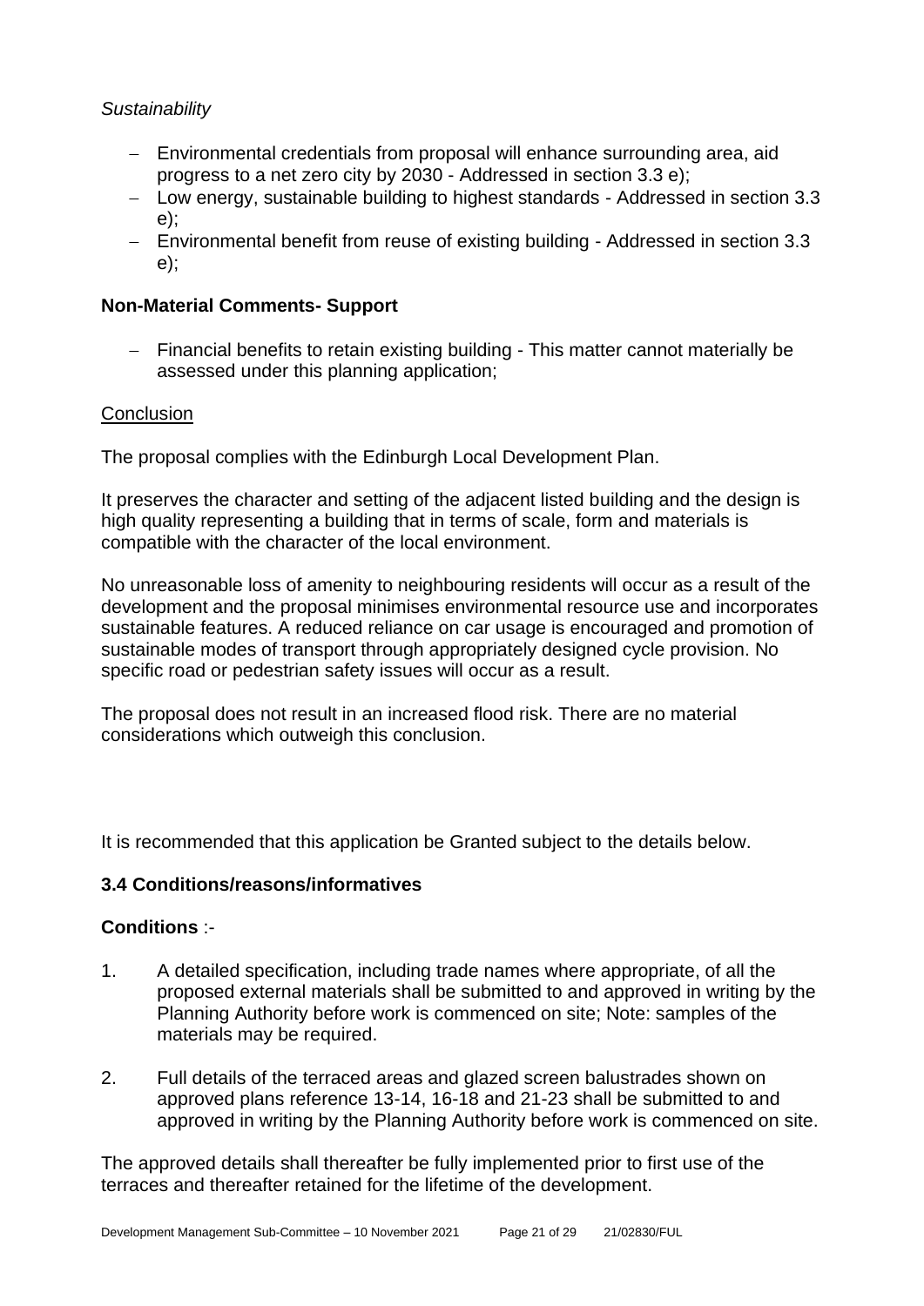*Sustainability*

- Environmental credentials from proposal will enhance surrounding area, aid progress to a net zero city by 2030 - Addressed in section 3.3 e);
- Low energy, sustainable building to highest standards - Addressed in section 3.3 e);
- Environmental benefit from reuse of existing building - Addressed in section 3.3 e);

**Non-Material Comments- Support**

- Financial benefits to retain existing building - This matter cannot materially be assessed under this planning application;

Conclusion

The proposal complies with the Edinburgh Local Development Plan.

It preserves the character and setting of the adjacent listed building and the design is high quality representing a building that in terms of scale, form and materials is compatible with the character of the local environment.

No unreasonable loss of amenity to neighbouring residents will occur as a result of the development and the proposal minimises environmental resource use and incorporates sustainable features. A reduced reliance on car usage is encouraged and promotion of sustainable modes of transport through appropriately designed cycle provision. No specific road or pedestrian safety issues will occur as a result.

The proposal does not result in an increased flood risk. There are no material considerations which outweigh this conclusion.

It is recommended that this application be Granted subject to the details below.

### 3.4 Conditions/reasons/informatives

**Conditions** :-

1. A detailed specification, including trade names where appropriate, of all the proposed external materials shall be submitted to and approved in writing by the Planning Authority before work is commenced on site; Note: samples of the materials may be required.

2. Full details of the terraced areas and glazed screen balustrades shown on approved plans reference 13-14, 16-18 and 21-23 shall be submitted to and approved in writing by the Planning Authority before work is commenced on site.

The approved details shall thereafter be fully implemented prior to first use of the terraces and thereafter retained for the lifetime of the development.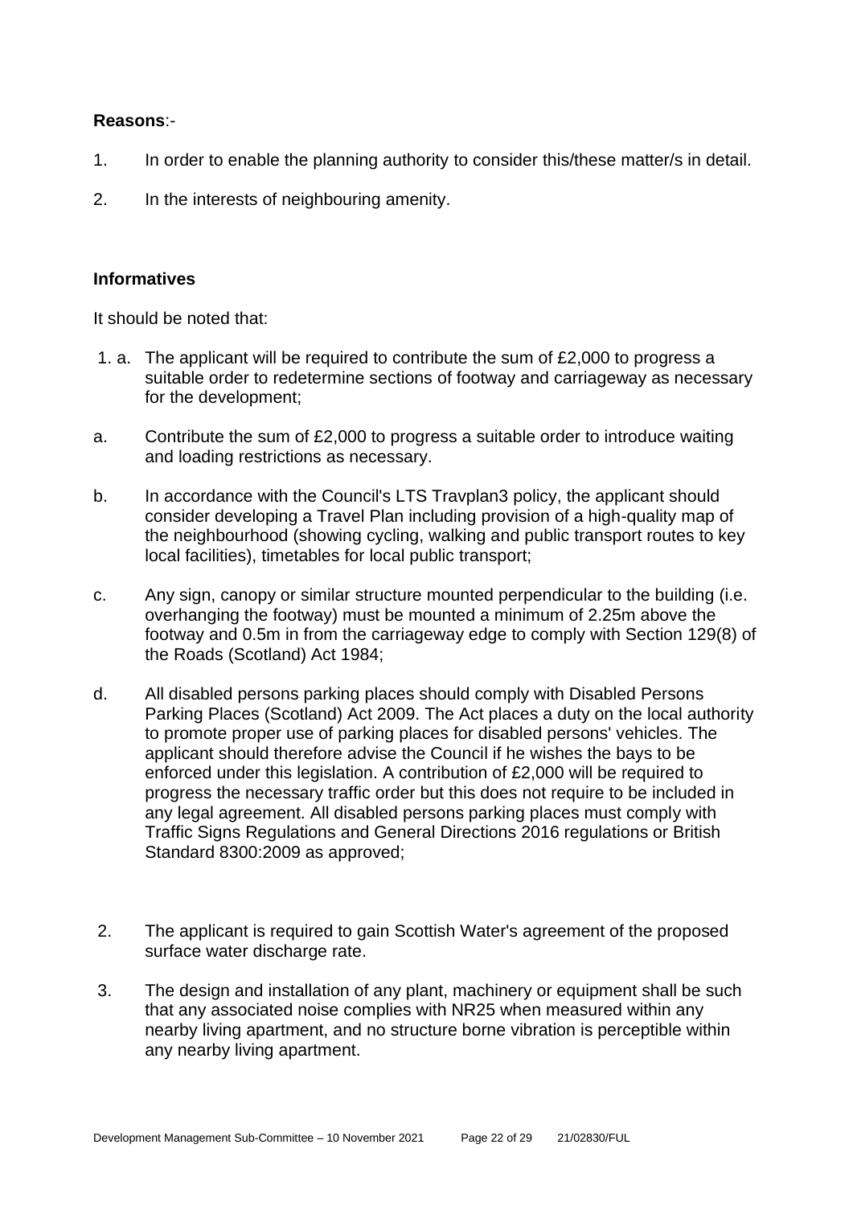**Reasons**:-

1. In order to enable the planning authority to consider this/these matter/s in detail.
2. In the interests of neighbouring amenity.

**Informatives**

It should be noted that:

1. a. The applicant will be required to contribute the sum of £2,000 to progress a suitable order to redetermine sections of footway and carriageway as necessary for the development;

a. Contribute the sum of £2,000 to progress a suitable order to introduce waiting and loading restrictions as necessary.

b. In accordance with the Council's LTS Travplan3 policy, the applicant should consider developing a Travel Plan including provision of a high-quality map of the neighbourhood (showing cycling, walking and public transport routes to key local facilities), timetables for local public transport;

c. Any sign, canopy or similar structure mounted perpendicular to the building (i.e. overhanging the footway) must be mounted a minimum of 2.25m above the footway and 0.5m in from the carriageway edge to comply with Section 129(8) of the Roads (Scotland) Act 1984;

d. All disabled persons parking places should comply with Disabled Persons Parking Places (Scotland) Act 2009. The Act places a duty on the local authority to promote proper use of parking places for disabled persons' vehicles. The applicant should therefore advise the Council if he wishes the bays to be enforced under this legislation. A contribution of £2,000 will be required to progress the necessary traffic order but this does not require to be included in any legal agreement. All disabled persons parking places must comply with Traffic Signs Regulations and General Directions 2016 regulations or British Standard 8300:2009 as approved;

2. The applicant is required to gain Scottish Water's agreement of the proposed surface water discharge rate.

3. The design and installation of any plant, machinery or equipment shall be such that any associated noise complies with NR25 when measured within any nearby living apartment, and no structure borne vibration is perceptible within any nearby living apartment.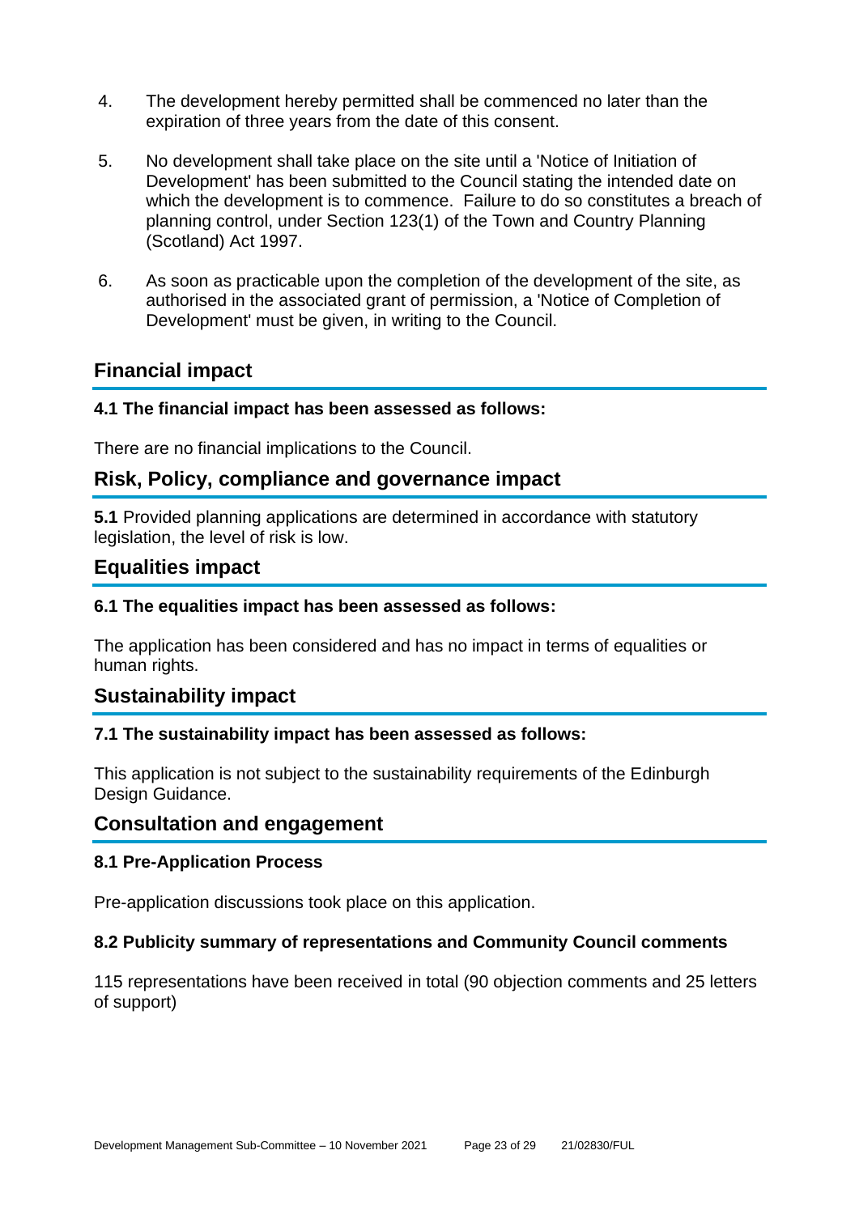4. The development hereby permitted shall be commenced no later than the expiration of three years from the date of this consent.

5. No development shall take place on the site until a 'Notice of Initiation of Development' has been submitted to the Council stating the intended date on which the development is to commence. Failure to do so constitutes a breach of planning control, under Section 123(1) of the Town and Country Planning (Scotland) Act 1997.

6. As soon as practicable upon the completion of the development of the site, as authorised in the associated grant of permission, a 'Notice of Completion of Development' must be given, in writing to the Council.

## Financial impact

### 4.1 The financial impact has been assessed as follows:

There are no financial implications to the Council.

## Risk, Policy, compliance and governance impact

**5.1** Provided planning applications are determined in accordance with statutory legislation, the level of risk is low.

## Equalities impact

### 6.1 The equalities impact has been assessed as follows:

The application has been considered and has no impact in terms of equalities or human rights.

## Sustainability impact

### 7.1 The sustainability impact has been assessed as follows:

This application is not subject to the sustainability requirements of the Edinburgh Design Guidance.

## Consultation and engagement

### 8.1 Pre-Application Process

Pre-application discussions took place on this application.

### 8.2 Publicity summary of representations and Community Council comments

115 representations have been received in total (90 objection comments and 25 letters of support)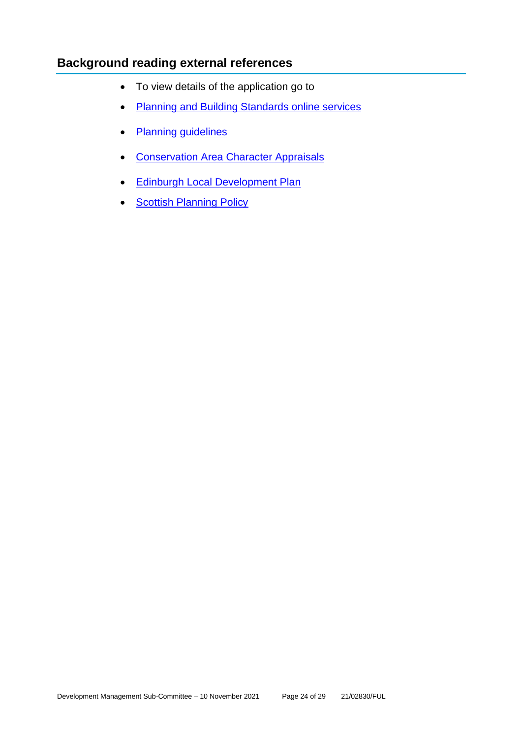## Background reading external references

- To view details of the application go to
- Planning and Building Standards online services
- Planning guidelines
- Conservation Area Character Appraisals
- Edinburgh Local Development Plan
- Scottish Planning Policy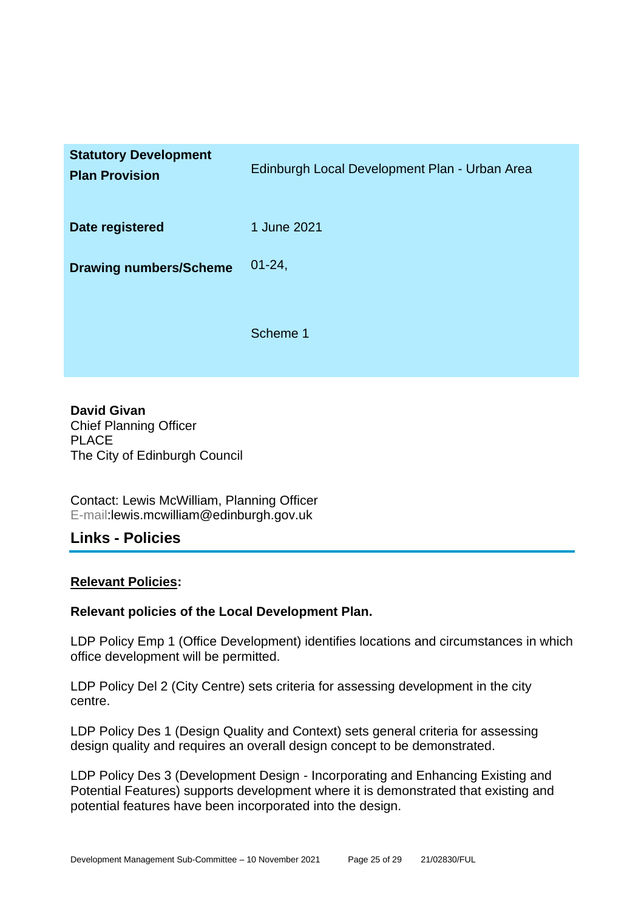| | |
|---|---|
| **Statutory Development Plan Provision** | Edinburgh Local Development Plan - Urban Area |
| **Date registered** | 1 June 2021 |
| **Drawing numbers/Scheme** | 01-24,<br><br>Scheme 1 |

**David Givan**
Chief Planning Officer
PLACE
The City of Edinburgh Council

Contact: Lewis McWilliam, Planning Officer
E-mail:lewis.mcwilliam@edinburgh.gov.uk

## Links - Policies

**Relevant Policies:**

**Relevant policies of the Local Development Plan.**

LDP Policy Emp 1 (Office Development) identifies locations and circumstances in which office development will be permitted.

LDP Policy Del 2 (City Centre) sets criteria for assessing development in the city centre.

LDP Policy Des 1 (Design Quality and Context) sets general criteria for assessing design quality and requires an overall design concept to be demonstrated.

LDP Policy Des 3 (Development Design - Incorporating and Enhancing Existing and Potential Features) supports development where it is demonstrated that existing and potential features have been incorporated into the design.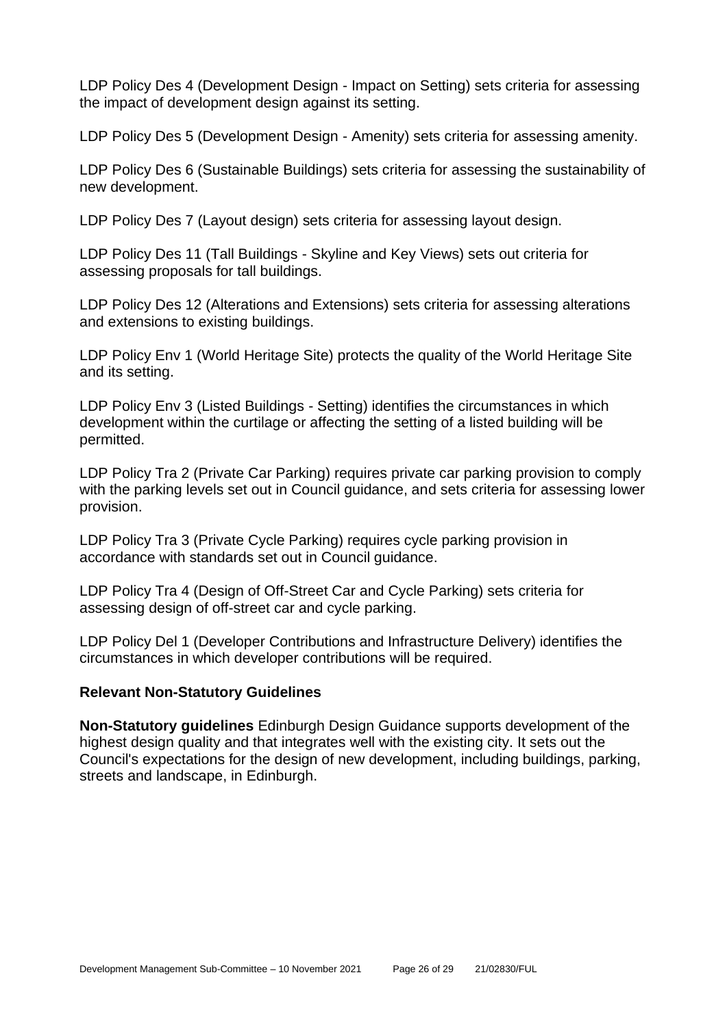LDP Policy Des 4 (Development Design - Impact on Setting) sets criteria for assessing the impact of development design against its setting.

LDP Policy Des 5 (Development Design - Amenity) sets criteria for assessing amenity.

LDP Policy Des 6 (Sustainable Buildings) sets criteria for assessing the sustainability of new development.

LDP Policy Des 7 (Layout design) sets criteria for assessing layout design.

LDP Policy Des 11 (Tall Buildings - Skyline and Key Views) sets out criteria for assessing proposals for tall buildings.

LDP Policy Des 12 (Alterations and Extensions) sets criteria for assessing alterations and extensions to existing buildings.

LDP Policy Env 1 (World Heritage Site) protects the quality of the World Heritage Site and its setting.

LDP Policy Env 3 (Listed Buildings - Setting) identifies the circumstances in which development within the curtilage or affecting the setting of a listed building will be permitted.

LDP Policy Tra 2 (Private Car Parking) requires private car parking provision to comply with the parking levels set out in Council guidance, and sets criteria for assessing lower provision.

LDP Policy Tra 3 (Private Cycle Parking) requires cycle parking provision in accordance with standards set out in Council guidance.

LDP Policy Tra 4 (Design of Off-Street Car and Cycle Parking) sets criteria for assessing design of off-street car and cycle parking.

LDP Policy Del 1 (Developer Contributions and Infrastructure Delivery) identifies the circumstances in which developer contributions will be required.

**Relevant Non-Statutory Guidelines**

**Non-Statutory guidelines** Edinburgh Design Guidance supports development of the highest design quality and that integrates well with the existing city. It sets out the Council's expectations for the design of new development, including buildings, parking, streets and landscape, in Edinburgh.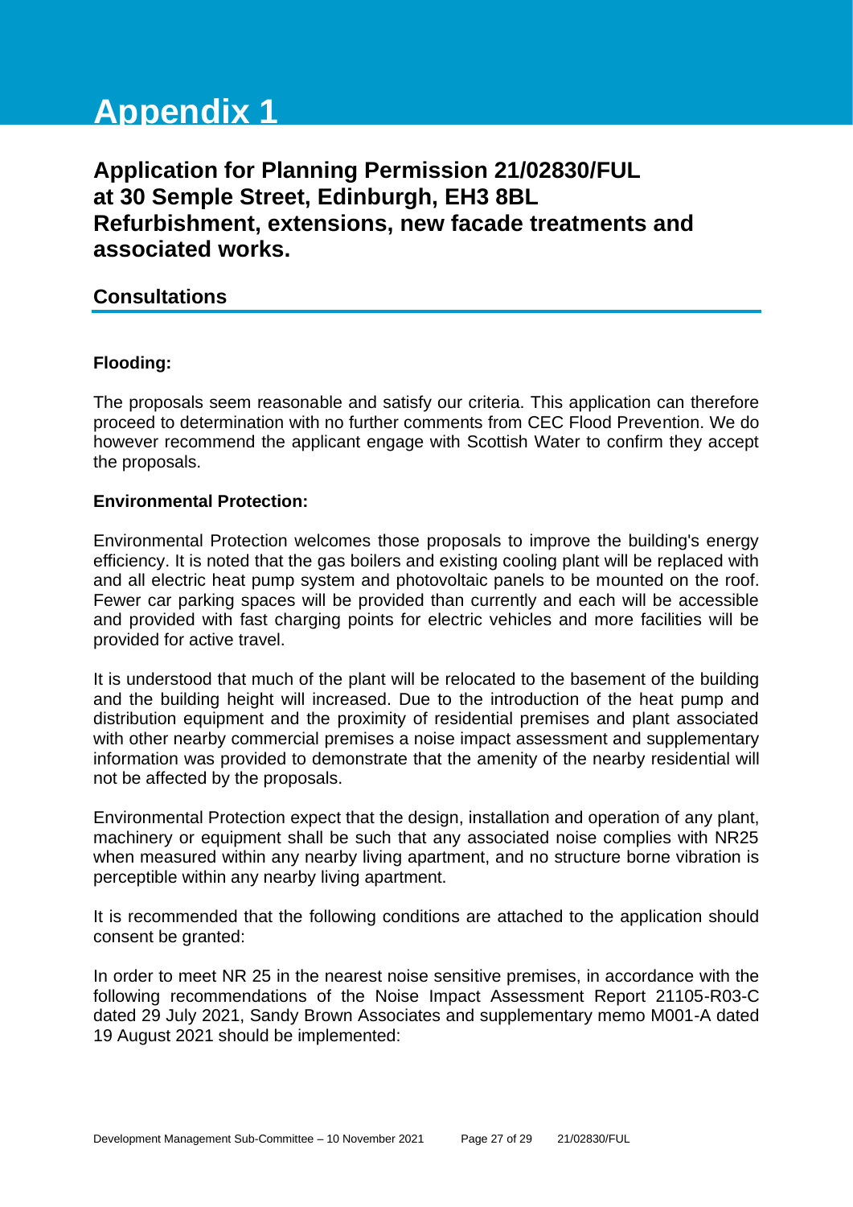# Appendix 1

## Application for Planning Permission 21/02830/FUL at 30 Semple Street, Edinburgh, EH3 8BL Refurbishment, extensions, new facade treatments and associated works.

### Consultations

**Flooding:**

The proposals seem reasonable and satisfy our criteria. This application can therefore proceed to determination with no further comments from CEC Flood Prevention. We do however recommend the applicant engage with Scottish Water to confirm they accept the proposals.

**Environmental Protection:**

Environmental Protection welcomes those proposals to improve the building's energy efficiency. It is noted that the gas boilers and existing cooling plant will be replaced with and all electric heat pump system and photovoltaic panels to be mounted on the roof. Fewer car parking spaces will be provided than currently and each will be accessible and provided with fast charging points for electric vehicles and more facilities will be provided for active travel.

It is understood that much of the plant will be relocated to the basement of the building and the building height will increased. Due to the introduction of the heat pump and distribution equipment and the proximity of residential premises and plant associated with other nearby commercial premises a noise impact assessment and supplementary information was provided to demonstrate that the amenity of the nearby residential will not be affected by the proposals.

Environmental Protection expect that the design, installation and operation of any plant, machinery or equipment shall be such that any associated noise complies with NR25 when measured within any nearby living apartment, and no structure borne vibration is perceptible within any nearby living apartment.

It is recommended that the following conditions are attached to the application should consent be granted:

In order to meet NR 25 in the nearest noise sensitive premises, in accordance with the following recommendations of the Noise Impact Assessment Report 21105-R03-C dated 29 July 2021, Sandy Brown Associates and supplementary memo M001-A dated 19 August 2021 should be implemented: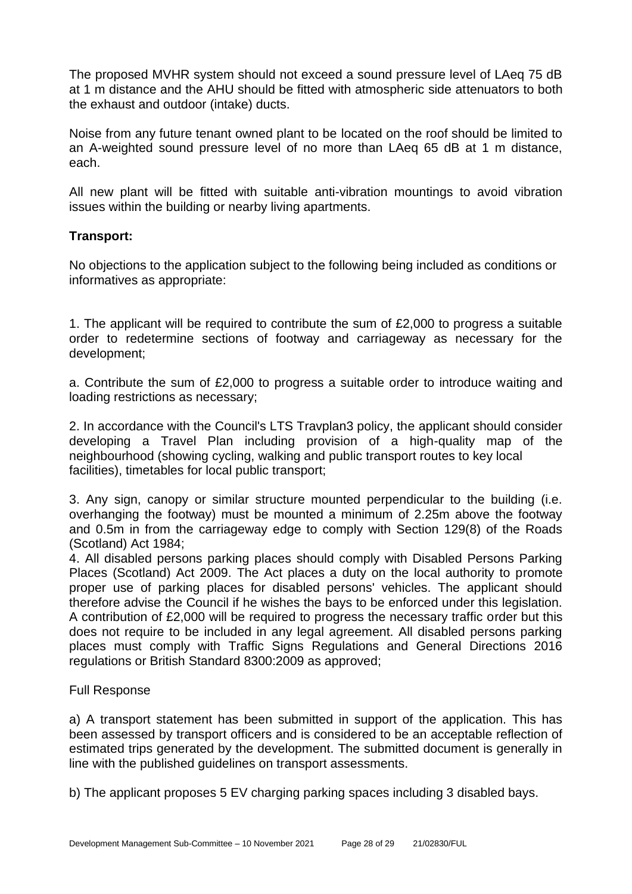The proposed MVHR system should not exceed a sound pressure level of LAeq 75 dB at 1 m distance and the AHU should be fitted with atmospheric side attenuators to both the exhaust and outdoor (intake) ducts.

Noise from any future tenant owned plant to be located on the roof should be limited to an A-weighted sound pressure level of no more than LAeq 65 dB at 1 m distance, each.

All new plant will be fitted with suitable anti-vibration mountings to avoid vibration issues within the building or nearby living apartments.

**Transport:**

No objections to the application subject to the following being included as conditions or informatives as appropriate:

1. The applicant will be required to contribute the sum of £2,000 to progress a suitable order to redetermine sections of footway and carriageway as necessary for the development;

a. Contribute the sum of £2,000 to progress a suitable order to introduce waiting and loading restrictions as necessary;

2. In accordance with the Council's LTS Travplan3 policy, the applicant should consider developing a Travel Plan including provision of a high-quality map of the neighbourhood (showing cycling, walking and public transport routes to key local facilities), timetables for local public transport;

3. Any sign, canopy or similar structure mounted perpendicular to the building (i.e. overhanging the footway) must be mounted a minimum of 2.25m above the footway and 0.5m in from the carriageway edge to comply with Section 129(8) of the Roads (Scotland) Act 1984;

4. All disabled persons parking places should comply with Disabled Persons Parking Places (Scotland) Act 2009. The Act places a duty on the local authority to promote proper use of parking places for disabled persons' vehicles. The applicant should therefore advise the Council if he wishes the bays to be enforced under this legislation. A contribution of £2,000 will be required to progress the necessary traffic order but this does not require to be included in any legal agreement. All disabled persons parking places must comply with Traffic Signs Regulations and General Directions 2016 regulations or British Standard 8300:2009 as approved;

Full Response

a) A transport statement has been submitted in support of the application. This has been assessed by transport officers and is considered to be an acceptable reflection of estimated trips generated by the development. The submitted document is generally in line with the published guidelines on transport assessments.

b) The applicant proposes 5 EV charging parking spaces including 3 disabled bays.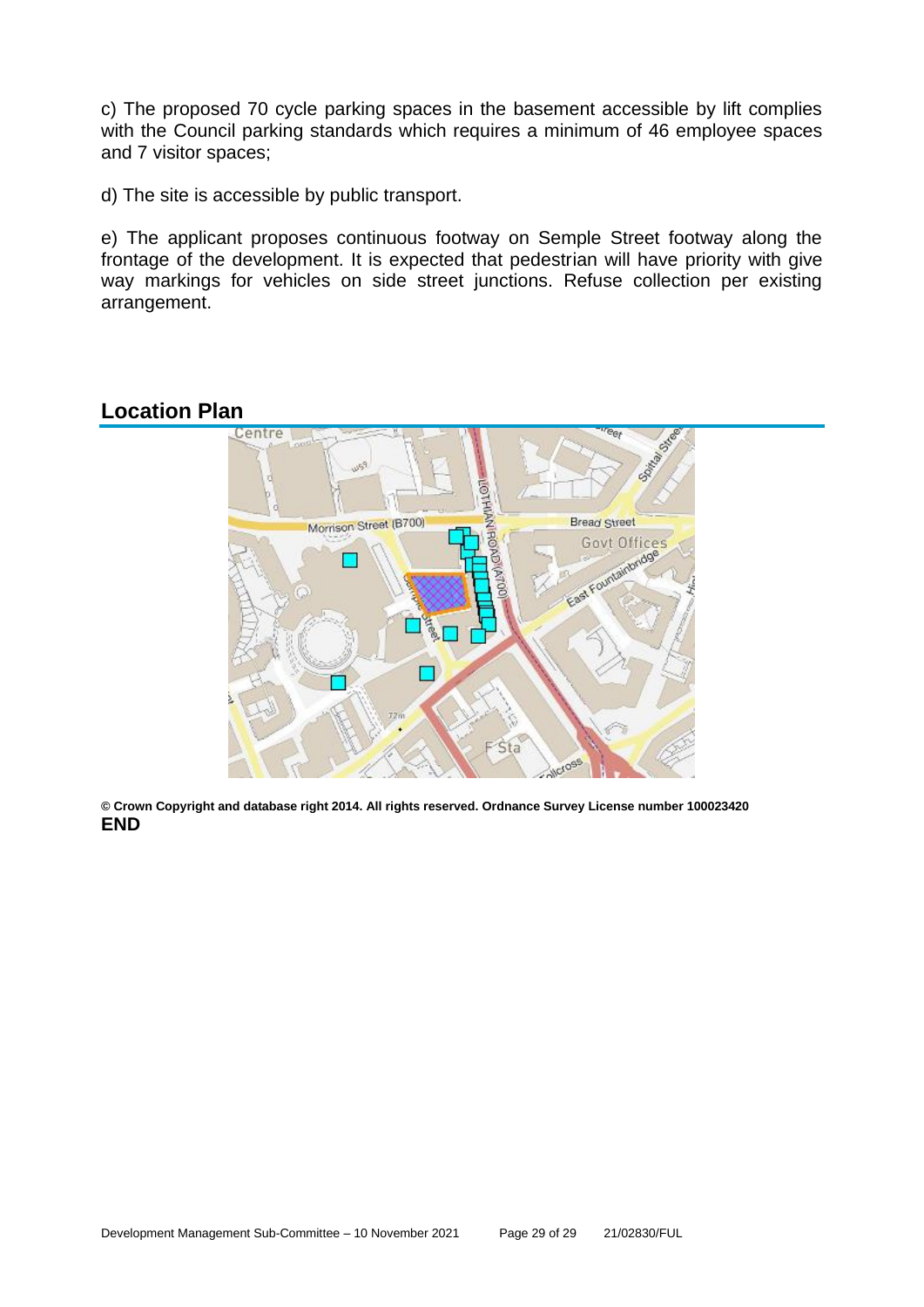c) The proposed 70 cycle parking spaces in the basement accessible by lift complies with the Council parking standards which requires a minimum of 46 employee spaces and 7 visitor spaces;

d) The site is accessible by public transport.

e) The applicant proposes continuous footway on Semple Street footway along the frontage of the development. It is expected that pedestrian will have priority with give way markings for vehicles on side street junctions. Refuse collection per existing arrangement.

## Location Plan

**© Crown Copyright and database right 2014. All rights reserved. Ordnance Survey License number 100023420**

**END**